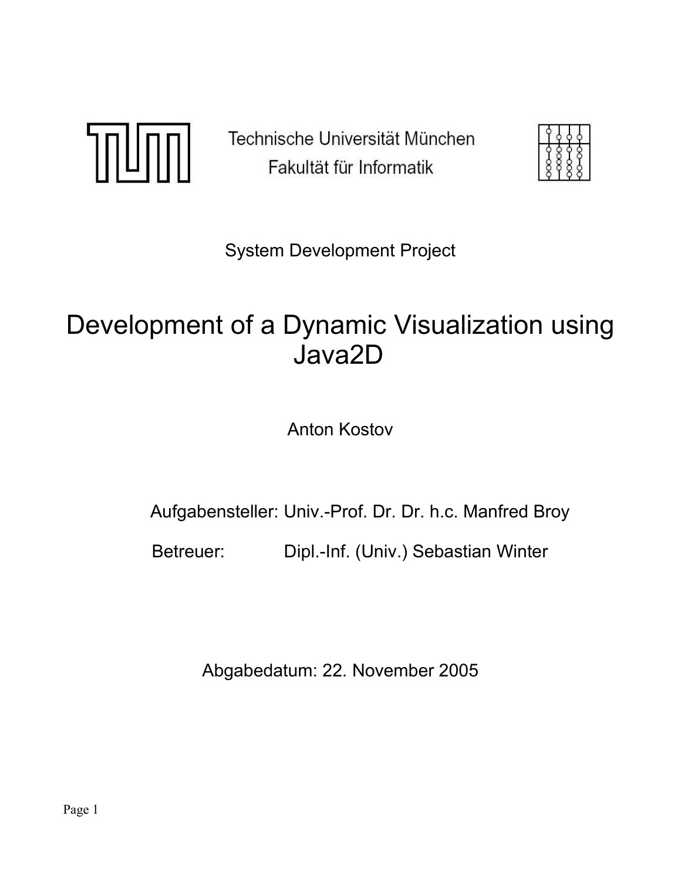Technische Universität München
Fakultät für Informatik

System Development Project

# Development of a Dynamic Visualization using Java2D

Anton Kostov

Aufgabensteller: Univ.-Prof. Dr. Dr. h.c. Manfred Broy

Betreuer: Dipl.-Inf. (Univ.) Sebastian Winter

Abgabedatum: 22. November 2005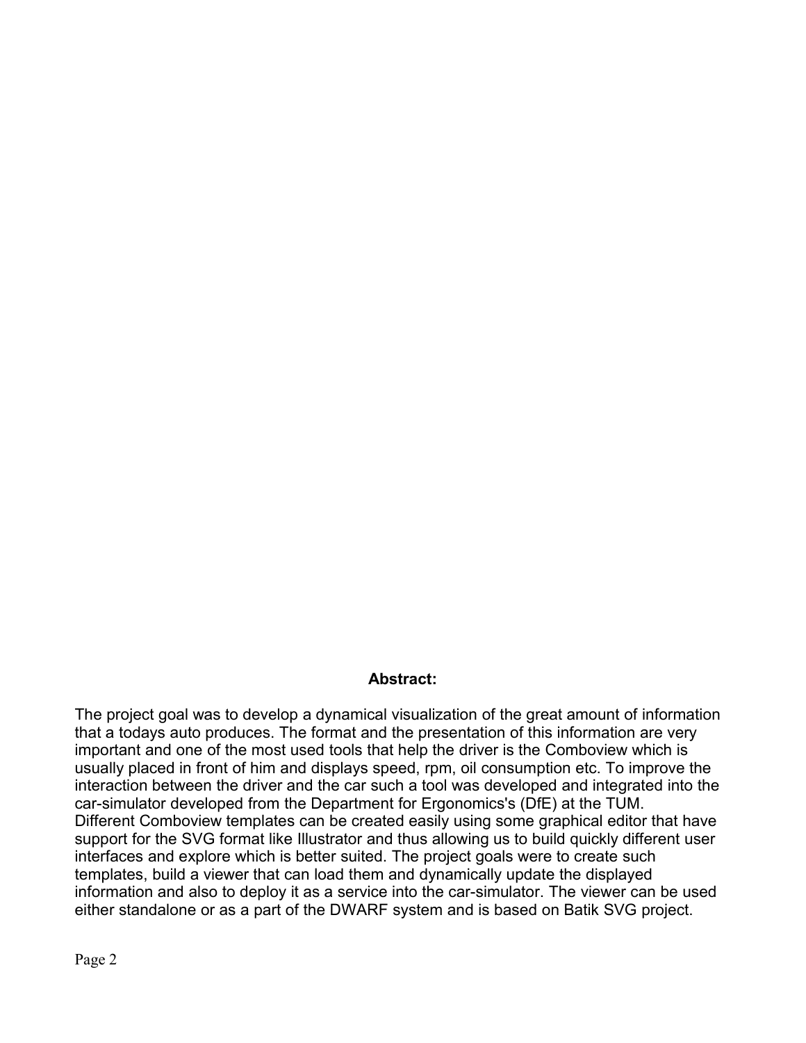**Abstract:**

The project goal was to develop a dynamical visualization of the great amount of information that a todays auto produces. The format and the presentation of this information are very important and one of the most used tools that help the driver is the Comboview which is usually placed in front of him and displays speed, rpm, oil consumption etc. To improve the interaction between the driver and the car such a tool was developed and integrated into the car-simulator developed from the Department for Ergonomics's (DfE) at the TUM.
Different Comboview templates can be created easily using some graphical editor that have support for the SVG format like Illustrator and thus allowing us to build quickly different user interfaces and explore which is better suited. The project goals were to create such templates, build a viewer that can load them and dynamically update the displayed information and also to deploy it as a service into the car-simulator. The viewer can be used either standalone or as a part of the DWARF system and is based on Batik SVG project.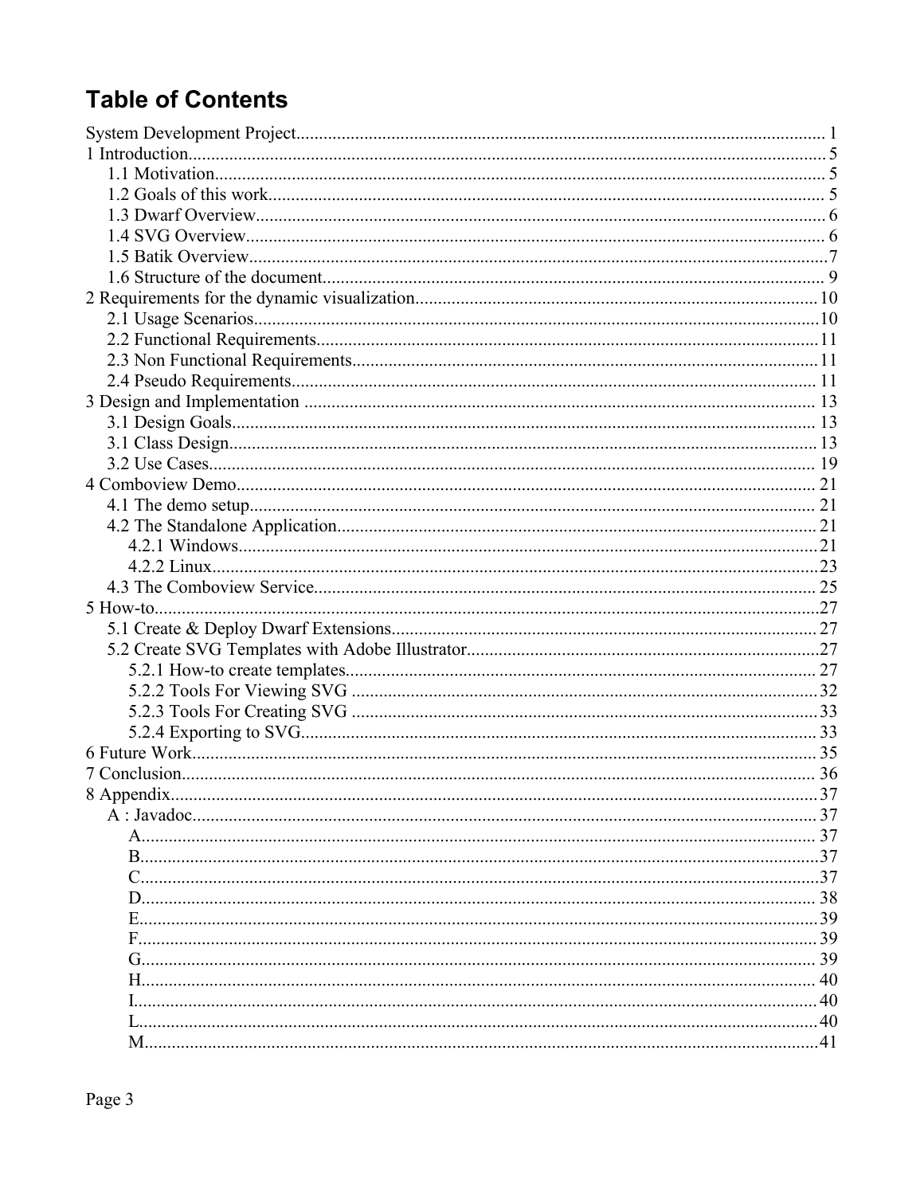# Table of Contents

System Development Project....................................................................................................... 1
1 Introduction.............................................................................................................................. 5
  1.1 Motivation.......................................................................................................................... 5
  1.2 Goals of this work.............................................................................................................. 5
  1.3 Dwarf Overview................................................................................................................. 6
  1.4 SVG Overview................................................................................................................... 6
  1.5 Batik Overview................................................................................................................... 7
  1.6 Structure of the document.................................................................................................. 9
2 Requirements for the dynamic visualization............................................................................ 10
  2.1 Usage Scenarios................................................................................................................ 10
  2.2 Functional Requirements.................................................................................................. 11
  2.3 Non Functional Requirements.......................................................................................... 11
  2.4 Pseudo Requirements....................................................................................................... 11
3 Design and Implementation .................................................................................................... 13
  3.1 Design Goals.................................................................................................................... 13
  3.1 Class Design..................................................................................................................... 13
  3.2 Use Cases......................................................................................................................... 19
4 Comboview Demo................................................................................................................... 21
  4.1 The demo setup................................................................................................................ 21
  4.2 The Standalone Application............................................................................................. 21
    4.2.1 Windows................................................................................................................... 21
    4.2.2 Linux......................................................................................................................... 23
  4.3 The Comboview Service.................................................................................................. 25
5 How-to..................................................................................................................................... 27
  5.1 Create & Deploy Dwarf Extensions................................................................................. 27
  5.2 Create SVG Templates with Adobe Illustrator................................................................. 27
    5.2.1 How-to create templates............................................................................................ 27
    5.2.2 Tools For Viewing SVG ........................................................................................... 32
    5.2.3 Tools For Creating SVG ........................................................................................... 33
    5.2.4 Exporting to SVG...................................................................................................... 33
6 Future Work............................................................................................................................. 35
7 Conclusion............................................................................................................................... 36
8 Appendix................................................................................................................................. 37
  A : Javadoc............................................................................................................................. 37
    A....................................................................................................................................... 37
    B....................................................................................................................................... 37
    C....................................................................................................................................... 37
    D....................................................................................................................................... 38
    E....................................................................................................................................... 39
    F....................................................................................................................................... 39
    G....................................................................................................................................... 39
    H....................................................................................................................................... 40
    I........................................................................................................................................ 40
    L....................................................................................................................................... 40
    M...................................................................................................................................... 41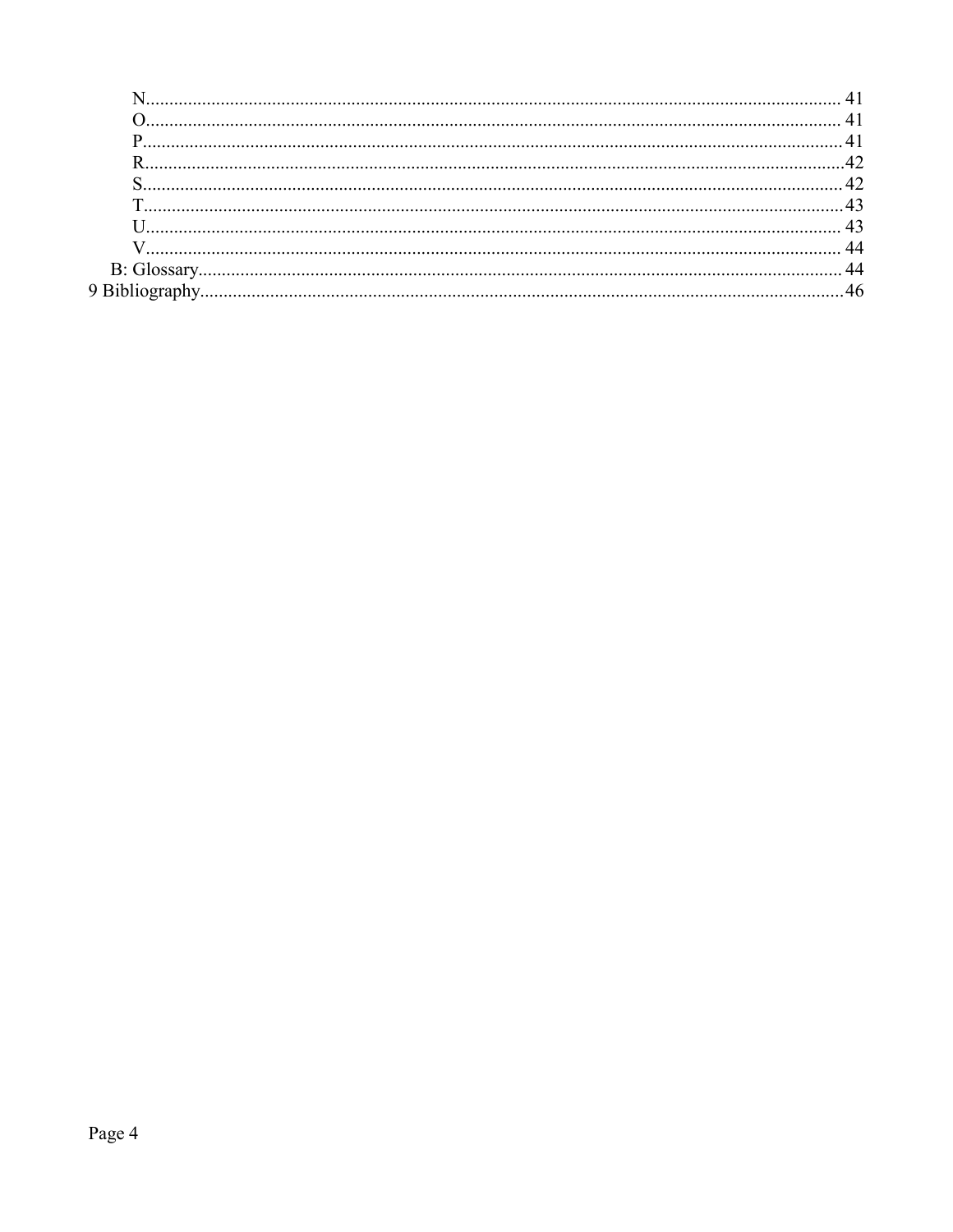N........................................................................................................................................... 41
O........................................................................................................................................... 41
P............................................................................................................................................ 41
R............................................................................................................................................ 42
S............................................................................................................................................ 42
T............................................................................................................................................ 43
U........................................................................................................................................... 43
V........................................................................................................................................... 44
B: Glossary............................................................................................................................... 44
9 Bibliography............................................................................................................................ 46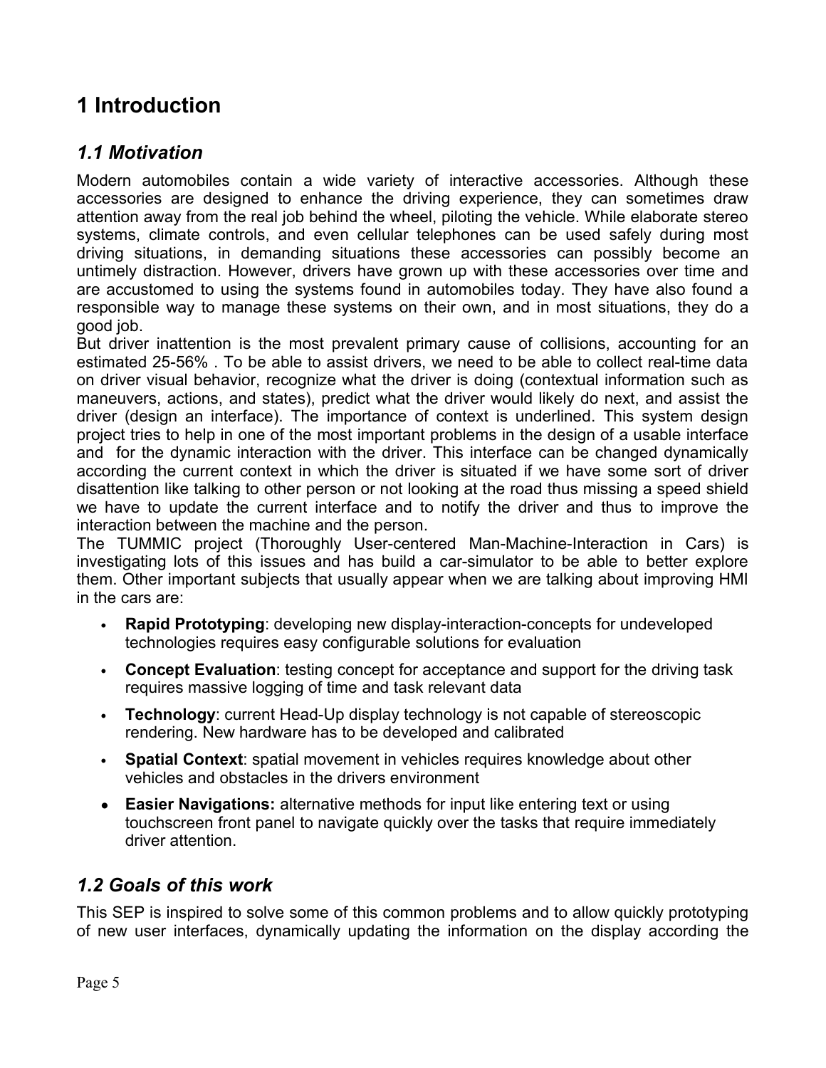# 1 Introduction

## *1.1 Motivation*

Modern automobiles contain a wide variety of interactive accessories. Although these accessories are designed to enhance the driving experience, they can sometimes draw attention away from the real job behind the wheel, piloting the vehicle. While elaborate stereo systems, climate controls, and even cellular telephones can be used safely during most driving situations, in demanding situations these accessories can possibly become an untimely distraction. However, drivers have grown up with these accessories over time and are accustomed to using the systems found in automobiles today. They have also found a responsible way to manage these systems on their own, and in most situations, they do a good job.

But driver inattention is the most prevalent primary cause of collisions, accounting for an estimated 25-56% . To be able to assist drivers, we need to be able to collect real-time data on driver visual behavior, recognize what the driver is doing (contextual information such as maneuvers, actions, and states), predict what the driver would likely do next, and assist the driver (design an interface). The importance of context is underlined. This system design project tries to help in one of the most important problems in the design of a usable interface and for the dynamic interaction with the driver. This interface can be changed dynamically according the current context in which the driver is situated if we have some sort of driver disattention like talking to other person or not looking at the road thus missing a speed shield we have to update the current interface and to notify the driver and thus to improve the interaction between the machine and the person.

The TUMMIC project (Thoroughly User-centered Man-Machine-Interaction in Cars) is investigating lots of this issues and has build a car-simulator to be able to better explore them. Other important subjects that usually appear when we are talking about improving HMI in the cars are:

- **Rapid Prototyping**: developing new display-interaction-concepts for undeveloped technologies requires easy configurable solutions for evaluation
- **Concept Evaluation**: testing concept for acceptance and support for the driving task requires massive logging of time and task relevant data
- **Technology**: current Head-Up display technology is not capable of stereoscopic rendering. New hardware has to be developed and calibrated
- **Spatial Context**: spatial movement in vehicles requires knowledge about other vehicles and obstacles in the drivers environment
- **Easier Navigations:** alternative methods for input like entering text or using touchscreen front panel to navigate quickly over the tasks that require immediately driver attention.

## *1.2 Goals of this work*

This SEP is inspired to solve some of this common problems and to allow quickly prototyping of new user interfaces, dynamically updating the information on the display according the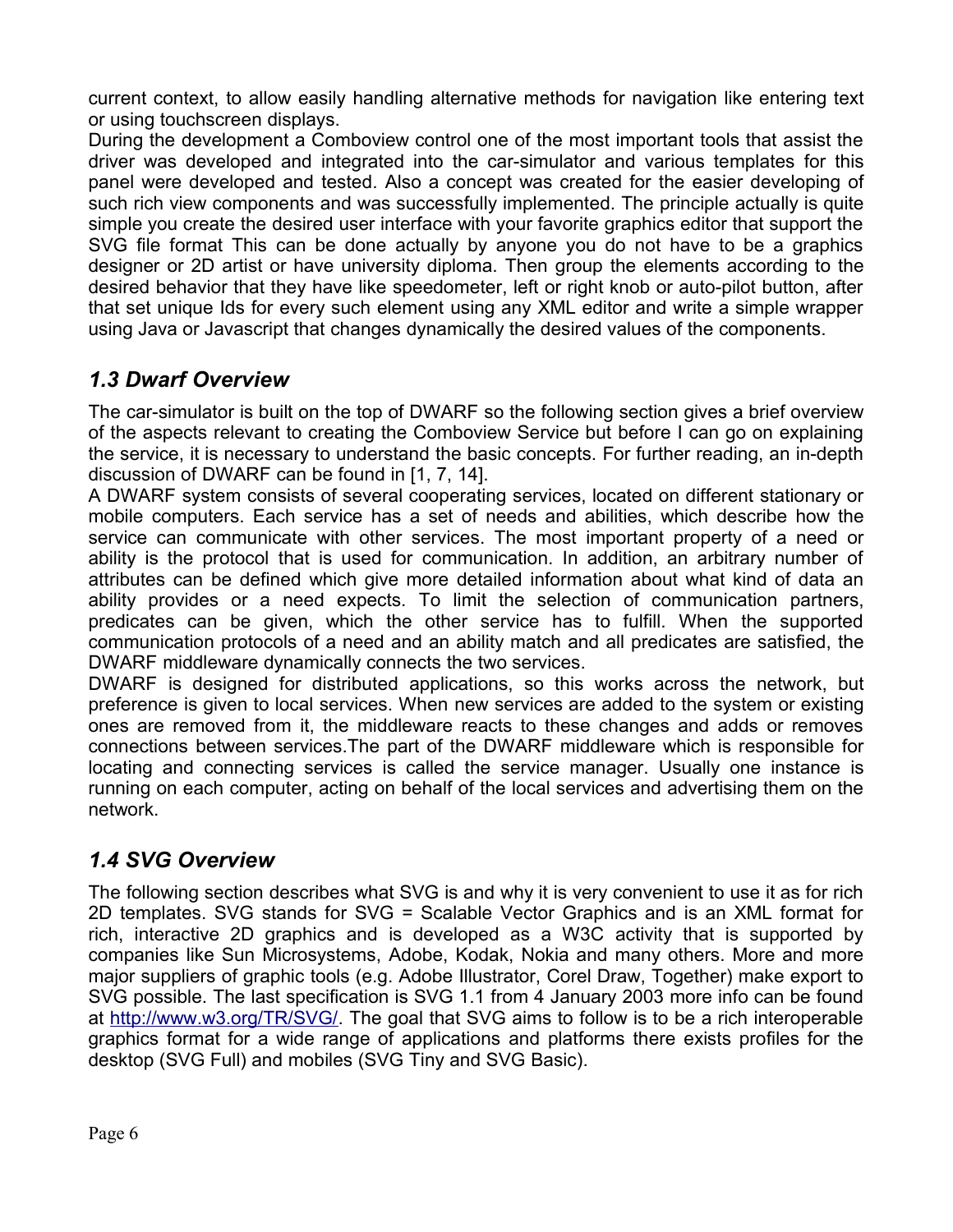current context, to allow easily handling alternative methods for navigation like entering text or using touchscreen displays.

During the development a Comboview control one of the most important tools that assist the driver was developed and integrated into the car-simulator and various templates for this panel were developed and tested. Also a concept was created for the easier developing of such rich view components and was successfully implemented. The principle actually is quite simple you create the desired user interface with your favorite graphics editor that support the SVG file format This can be done actually by anyone you do not have to be a graphics designer or 2D artist or have university diploma. Then group the elements according to the desired behavior that they have like speedometer, left or right knob or auto-pilot button, after that set unique Ids for every such element using any XML editor and write a simple wrapper using Java or Javascript that changes dynamically the desired values of the components.

## *1.3 Dwarf Overview*

The car-simulator is built on the top of DWARF so the following section gives a brief overview of the aspects relevant to creating the Comboview Service but before I can go on explaining the service, it is necessary to understand the basic concepts. For further reading, an in-depth discussion of DWARF can be found in [1, 7, 14].

A DWARF system consists of several cooperating services, located on different stationary or mobile computers. Each service has a set of needs and abilities, which describe how the service can communicate with other services. The most important property of a need or ability is the protocol that is used for communication. In addition, an arbitrary number of attributes can be defined which give more detailed information about what kind of data an ability provides or a need expects. To limit the selection of communication partners, predicates can be given, which the other service has to fulfill. When the supported communication protocols of a need and an ability match and all predicates are satisfied, the DWARF middleware dynamically connects the two services.

DWARF is designed for distributed applications, so this works across the network, but preference is given to local services. When new services are added to the system or existing ones are removed from it, the middleware reacts to these changes and adds or removes connections between services.The part of the DWARF middleware which is responsible for locating and connecting services is called the service manager. Usually one instance is running on each computer, acting on behalf of the local services and advertising them on the network.

## *1.4 SVG Overview*

The following section describes what SVG is and why it is very convenient to use it as for rich 2D templates. SVG stands for SVG = Scalable Vector Graphics and is an XML format for rich, interactive 2D graphics and is developed as a W3C activity that is supported by companies like Sun Microsystems, Adobe, Kodak, Nokia and many others. More and more major suppliers of graphic tools (e.g. Adobe Illustrator, Corel Draw, Together) make export to SVG possible. The last specification is SVG 1.1 from 4 January 2003 more info can be found at http://www.w3.org/TR/SVG/. The goal that SVG aims to follow is to be a rich interoperable graphics format for a wide range of applications and platforms there exists profiles for the desktop (SVG Full) and mobiles (SVG Tiny and SVG Basic).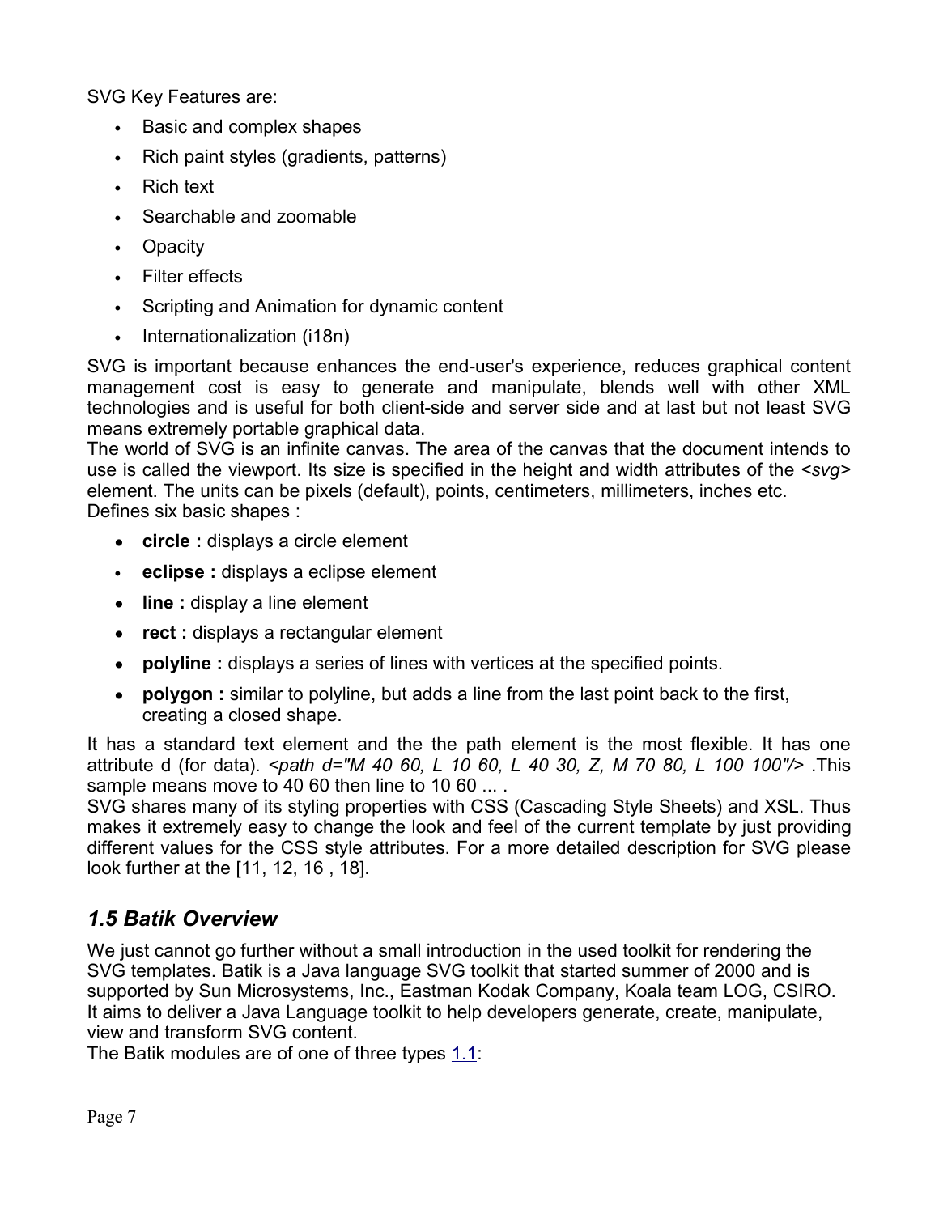SVG Key Features are:

- Basic and complex shapes
- Rich paint styles (gradients, patterns)
- Rich text
- Searchable and zoomable
- Opacity
- Filter effects
- Scripting and Animation for dynamic content
- Internationalization (i18n)

SVG is important because enhances the end-user's experience, reduces graphical content management cost is easy to generate and manipulate, blends well with other XML technologies and is useful for both client-side and server side and at last but not least SVG means extremely portable graphical data.
The world of SVG is an infinite canvas. The area of the canvas that the document intends to use is called the viewport. Its size is specified in the height and width attributes of the *<svg>* element. The units can be pixels (default), points, centimeters, millimeters, inches etc.
Defines six basic shapes :

- **circle :** displays a circle element
- **eclipse :** displays a eclipse element
- **line :** display a line element
- **rect :** displays a rectangular element
- **polyline :** displays a series of lines with vertices at the specified points.
- **polygon :** similar to polyline, but adds a line from the last point back to the first, creating a closed shape.

It has a standard text element and the the path element is the most flexible. It has one attribute d (for data). *<path d="M 40 60, L 10 60, L 40 30, Z, M 70 80, L 100 100"/>* .This sample means move to 40 60 then line to 10 60 ... .
SVG shares many of its styling properties with CSS (Cascading Style Sheets) and XSL. Thus makes it extremely easy to change the look and feel of the current template by just providing different values for the CSS style attributes. For a more detailed description for SVG please look further at the [11, 12, 16 , 18].

## *1.5 Batik Overview*

We just cannot go further without a small introduction in the used toolkit for rendering the SVG templates. Batik is a Java language SVG toolkit that started summer of 2000 and is supported by Sun Microsystems, Inc., Eastman Kodak Company, Koala team LOG, CSIRO. It aims to deliver a Java Language toolkit to help developers generate, create, manipulate, view and transform SVG content.
The Batik modules are of one of three types 1.1: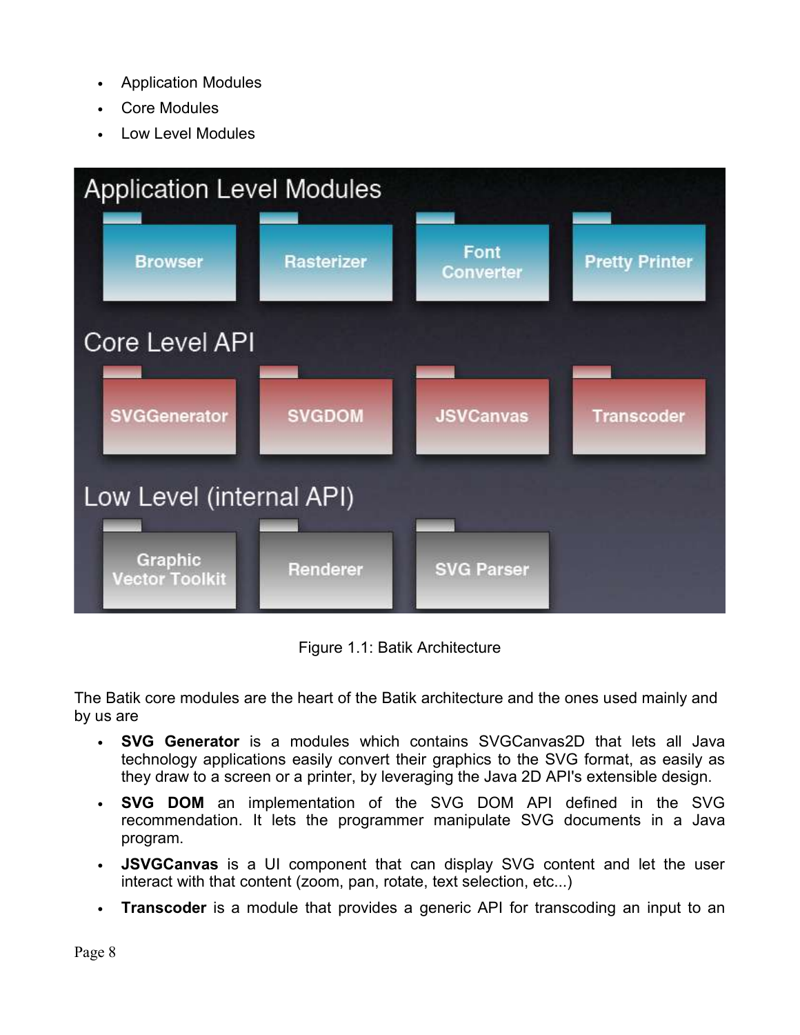- Application Modules
- Core Modules
- Low Level Modules

Figure 1.1: Batik Architecture

The Batik core modules are the heart of the Batik architecture and the ones used mainly and by us are

- **SVG Generator** is a modules which contains SVGCanvas2D that lets all Java technology applications easily convert their graphics to the SVG format, as easily as they draw to a screen or a printer, by leveraging the Java 2D API's extensible design.
- **SVG DOM** an implementation of the SVG DOM API defined in the SVG recommendation. It lets the programmer manipulate SVG documents in a Java program.
- **JSVGCanvas** is a UI component that can display SVG content and let the user interact with that content (zoom, pan, rotate, text selection, etc...)
- **Transcoder** is a module that provides a generic API for transcoding an input to an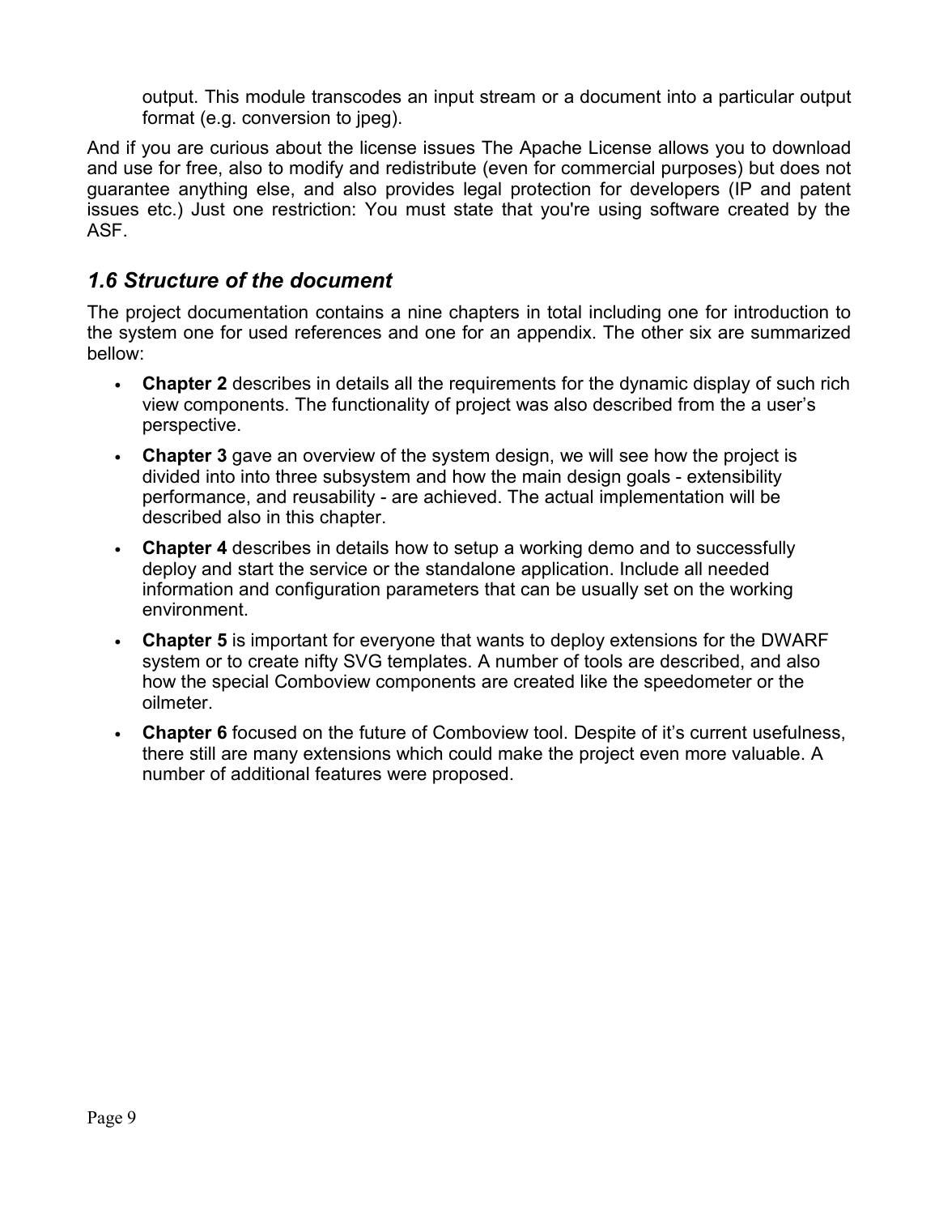output. This module transcodes an input stream or a document into a particular output format (e.g. conversion to jpeg).

And if you are curious about the license issues The Apache License allows you to download and use for free, also to modify and redistribute (even for commercial purposes) but does not guarantee anything else, and also provides legal protection for developers (IP and patent issues etc.) Just one restriction: You must state that you're using software created by the ASF.

## *1.6 Structure of the document*

The project documentation contains a nine chapters in total including one for introduction to the system one for used references and one for an appendix. The other six are summarized bellow:

- **Chapter 2** describes in details all the requirements for the dynamic display of such rich view components. The functionality of project was also described from the a user's perspective.
- **Chapter 3** gave an overview of the system design, we will see how the project is divided into into three subsystem and how the main design goals - extensibility performance, and reusability - are achieved. The actual implementation will be described also in this chapter.
- **Chapter 4** describes in details how to setup a working demo and to successfully deploy and start the service or the standalone application. Include all needed information and configuration parameters that can be usually set on the working environment.
- **Chapter 5** is important for everyone that wants to deploy extensions for the DWARF system or to create nifty SVG templates. A number of tools are described, and also how the special Comboview components are created like the speedometer or the oilmeter.
- **Chapter 6** focused on the future of Comboview tool. Despite of it's current usefulness, there still are many extensions which could make the project even more valuable. A number of additional features were proposed.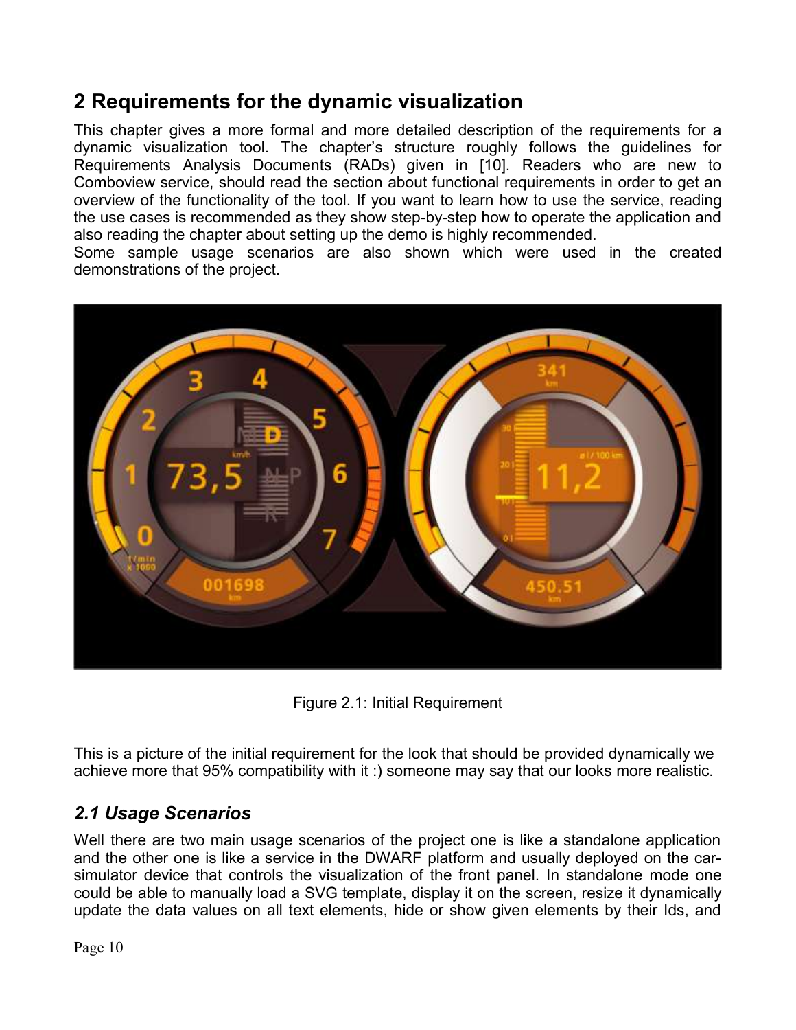# 2 Requirements for the dynamic visualization

This chapter gives a more formal and more detailed description of the requirements for a dynamic visualization tool. The chapter's structure roughly follows the guidelines for Requirements Analysis Documents (RADs) given in [10]. Readers who are new to Comboview service, should read the section about functional requirements in order to get an overview of the functionality of the tool. If you want to learn how to use the service, reading the use cases is recommended as they show step-by-step how to operate the application and also reading the chapter about setting up the demo is highly recommended.
Some sample usage scenarios are also shown which were used in the created demonstrations of the project.

Figure 2.1: Initial Requirement

This is a picture of the initial requirement for the look that should be provided dynamically we achieve more that 95% compatibility with it :) someone may say that our looks more realistic.

## *2.1 Usage Scenarios*

Well there are two main usage scenarios of the project one is like a standalone application and the other one is like a service in the DWARF platform and usually deployed on the car-simulator device that controls the visualization of the front panel. In standalone mode one could be able to manually load a SVG template, display it on the screen, resize it dynamically update the data values on all text elements, hide or show given elements by their Ids, and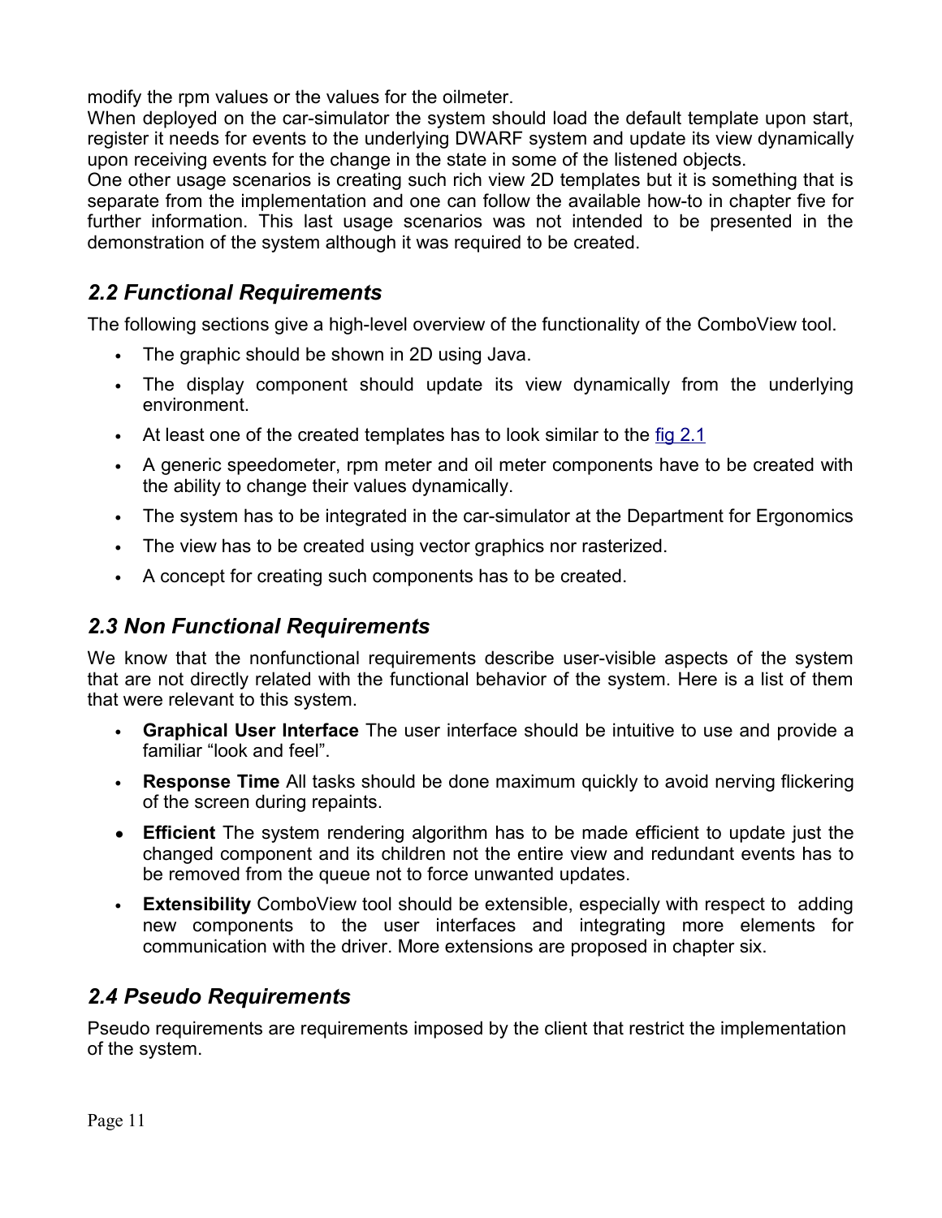modify the rpm values or the values for the oilmeter.

When deployed on the car-simulator the system should load the default template upon start, register it needs for events to the underlying DWARF system and update its view dynamically upon receiving events for the change in the state in some of the listened objects.

One other usage scenarios is creating such rich view 2D templates but it is something that is separate from the implementation and one can follow the available how-to in chapter five for further information. This last usage scenarios was not intended to be presented in the demonstration of the system although it was required to be created.

## *2.2 Functional Requirements*

The following sections give a high-level overview of the functionality of the ComboView tool.

- The graphic should be shown in 2D using Java.
- The display component should update its view dynamically from the underlying environment.
- At least one of the created templates has to look similar to the fig 2.1
- A generic speedometer, rpm meter and oil meter components have to be created with the ability to change their values dynamically.
- The system has to be integrated in the car-simulator at the Department for Ergonomics
- The view has to be created using vector graphics nor rasterized.
- A concept for creating such components has to be created.

## *2.3 Non Functional Requirements*

We know that the nonfunctional requirements describe user-visible aspects of the system that are not directly related with the functional behavior of the system. Here is a list of them that were relevant to this system.

- **Graphical User Interface** The user interface should be intuitive to use and provide a familiar "look and feel".
- **Response Time** All tasks should be done maximum quickly to avoid nerving flickering of the screen during repaints.
- **Efficient** The system rendering algorithm has to be made efficient to update just the changed component and its children not the entire view and redundant events has to be removed from the queue not to force unwanted updates.
- **Extensibility** ComboView tool should be extensible, especially with respect to adding new components to the user interfaces and integrating more elements for communication with the driver. More extensions are proposed in chapter six.

## *2.4 Pseudo Requirements*

Pseudo requirements are requirements imposed by the client that restrict the implementation of the system.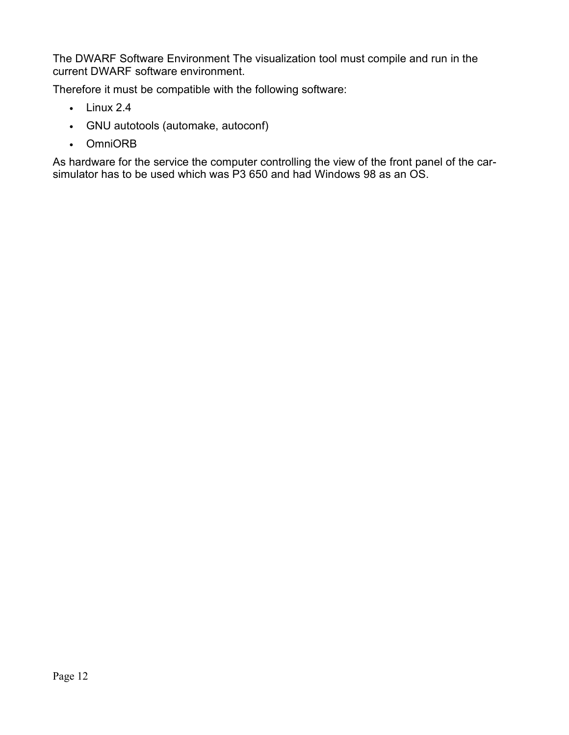The DWARF Software Environment The visualization tool must compile and run in the current DWARF software environment.

Therefore it must be compatible with the following software:

- Linux 2.4
- GNU autotools (automake, autoconf)
- OmniORB

As hardware for the service the computer controlling the view of the front panel of the car-simulator has to be used which was P3 650 and had Windows 98 as an OS.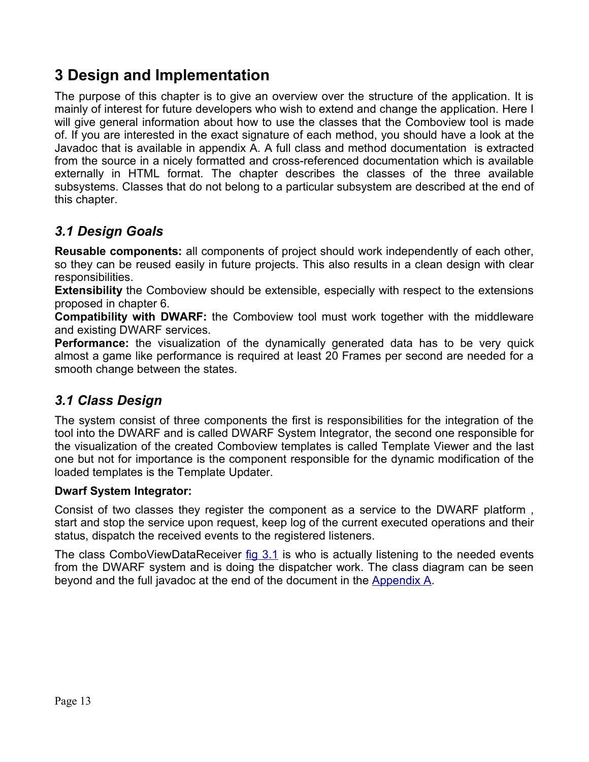# 3 Design and Implementation

The purpose of this chapter is to give an overview over the structure of the application. It is mainly of interest for future developers who wish to extend and change the application. Here I will give general information about how to use the classes that the Comboview tool is made of. If you are interested in the exact signature of each method, you should have a look at the Javadoc that is available in appendix A. A full class and method documentation is extracted from the source in a nicely formatted and cross-referenced documentation which is available externally in HTML format. The chapter describes the classes of the three available subsystems. Classes that do not belong to a particular subsystem are described at the end of this chapter.

## *3.1 Design Goals*

**Reusable components:** all components of project should work independently of each other, so they can be reused easily in future projects. This also results in a clean design with clear responsibilities.

**Extensibility** the Comboview should be extensible, especially with respect to the extensions proposed in chapter 6.

**Compatibility with DWARF:** the Comboview tool must work together with the middleware and existing DWARF services.

**Performance:** the visualization of the dynamically generated data has to be very quick almost a game like performance is required at least 20 Frames per second are needed for a smooth change between the states.

## *3.1 Class Design*

The system consist of three components the first is responsibilities for the integration of the tool into the DWARF and is called DWARF System Integrator, the second one responsible for the visualization of the created Comboview templates is called Template Viewer and the last one but not for importance is the component responsible for the dynamic modification of the loaded templates is the Template Updater.

**Dwarf System Integrator:**

Consist of two classes they register the component as a service to the DWARF platform , start and stop the service upon request, keep log of the current executed operations and their status, dispatch the received events to the registered listeners.

The class ComboViewDataReceiver fig 3.1 is who is actually listening to the needed events from the DWARF system and is doing the dispatcher work. The class diagram can be seen beyond and the full javadoc at the end of the document in the Appendix A.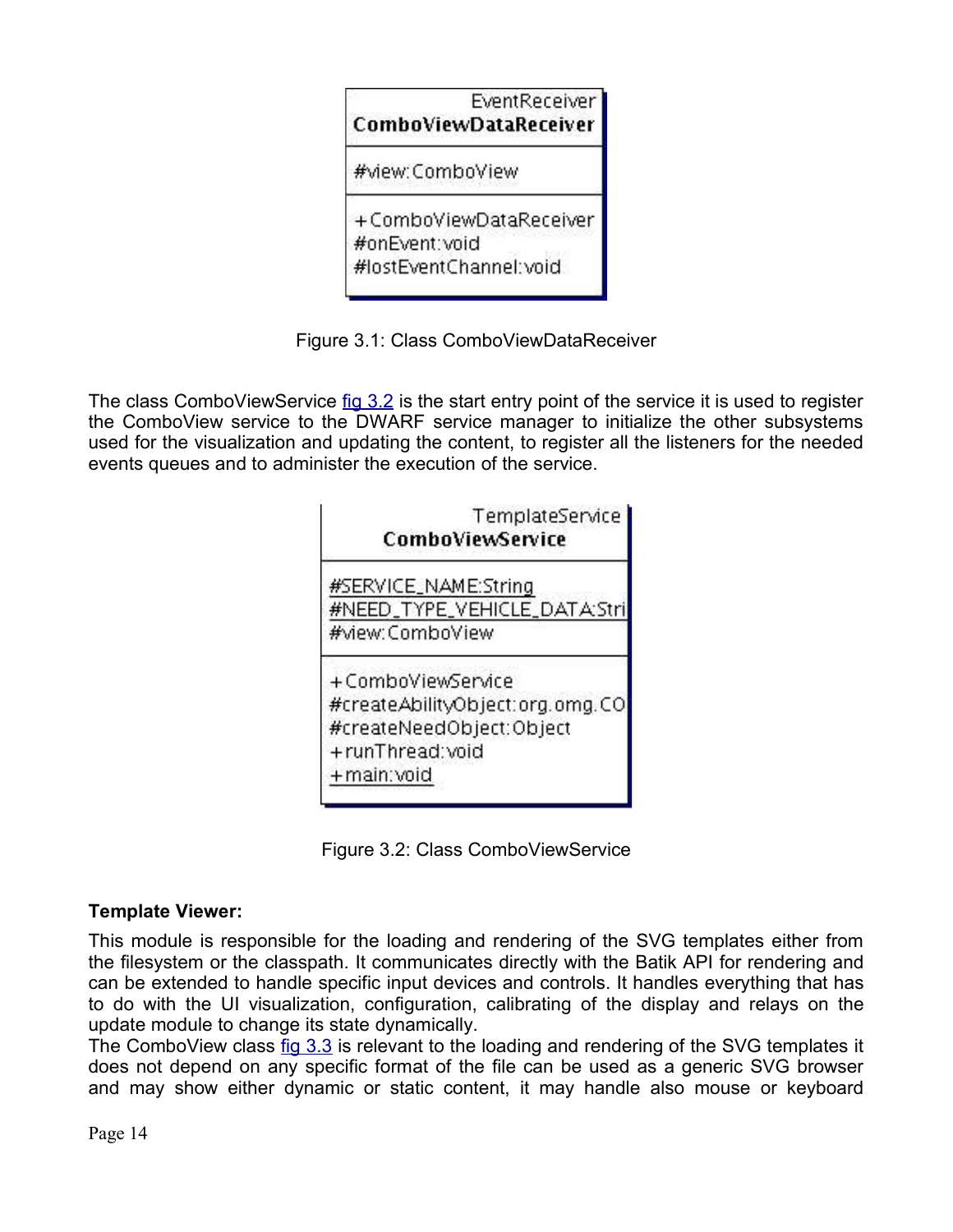| EventReceiver **ComboViewDataReceiver** |
| --- |
| #view:ComboView |
| +ComboViewDataReceiver<br>#onEvent:void<br>#lostEventChannel:void |

Figure 3.1: Class ComboViewDataReceiver

The class ComboViewService fig 3.2 is the start entry point of the service it is used to register the ComboView service to the DWARF service manager to initialize the other subsystems used for the visualization and updating the content, to register all the listeners for the needed events queues and to administer the execution of the service.

| TemplateService **ComboViewService** |
| --- |
| #SERVICE_NAME:String<br>#NEED_TYPE_VEHICLE_DATA:Stri<br>#view:ComboView |
| +ComboViewService<br>#createAbilityObject:org.omg.CO<br>#createNeedObject:Object<br>+runThread:void<br>+main:void |

Figure 3.2: Class ComboViewService

**Template Viewer:**

This module is responsible for the loading and rendering of the SVG templates either from the filesystem or the classpath. It communicates directly with the Batik API for rendering and can be extended to handle specific input devices and controls. It handles everything that has to do with the UI visualization, configuration, calibrating of the display and relays on the update module to change its state dynamically.

The ComboView class fig 3.3 is relevant to the loading and rendering of the SVG templates it does not depend on any specific format of the file can be used as a generic SVG browser and may show either dynamic or static content, it may handle also mouse or keyboard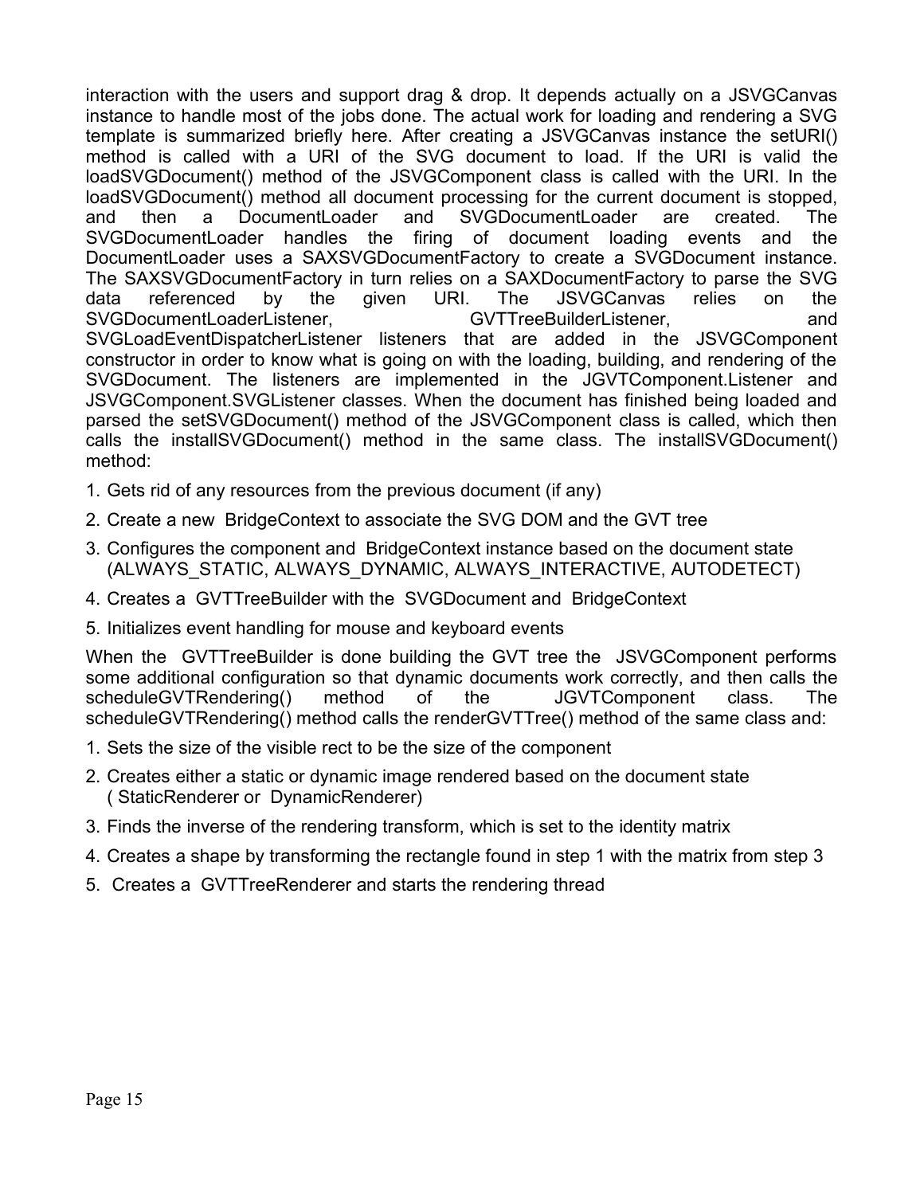interaction with the users and support drag & drop. It depends actually on a JSVGCanvas instance to handle most of the jobs done. The actual work for loading and rendering a SVG template is summarized briefly here. After creating a JSVGCanvas instance the setURI() method is called with a URI of the SVG document to load. If the URI is valid the loadSVGDocument() method of the JSVGComponent class is called with the URI. In the loadSVGDocument() method all document processing for the current document is stopped, and then a DocumentLoader and SVGDocumentLoader are created. The SVGDocumentLoader handles the firing of document loading events and the DocumentLoader uses a SAXSVGDocumentFactory to create a SVGDocument instance. The SAXSVGDocumentFactory in turn relies on a SAXDocumentFactory to parse the SVG data referenced by the given URI. The JSVGCanvas relies on the SVGDocumentLoaderListener, GVTTreeBuilderListener, and SVGLoadEventDispatcherListener listeners that are added in the JSVGComponent constructor in order to know what is going on with the loading, building, and rendering of the SVGDocument. The listeners are implemented in the JGVTComponent.Listener and JSVGComponent.SVGListener classes. When the document has finished being loaded and parsed the setSVGDocument() method of the JSVGComponent class is called, which then calls the installSVGDocument() method in the same class. The installSVGDocument() method:

1. Gets rid of any resources from the previous document (if any)
2. Create a new BridgeContext to associate the SVG DOM and the GVT tree
3. Configures the component and BridgeContext instance based on the document state (ALWAYS_STATIC, ALWAYS_DYNAMIC, ALWAYS_INTERACTIVE, AUTODETECT)
4. Creates a GVTTreeBuilder with the SVGDocument and BridgeContext
5. Initializes event handling for mouse and keyboard events

When the GVTTreeBuilder is done building the GVT tree the JSVGComponent performs some additional configuration so that dynamic documents work correctly, and then calls the scheduleGVTRendering() method of the JGVTComponent class. The scheduleGVTRendering() method calls the renderGVTTree() method of the same class and:

1. Sets the size of the visible rect to be the size of the component
2. Creates either a static or dynamic image rendered based on the document state ( StaticRenderer or DynamicRenderer)
3. Finds the inverse of the rendering transform, which is set to the identity matrix
4. Creates a shape by transforming the rectangle found in step 1 with the matrix from step 3
5. Creates a GVTTreeRenderer and starts the rendering thread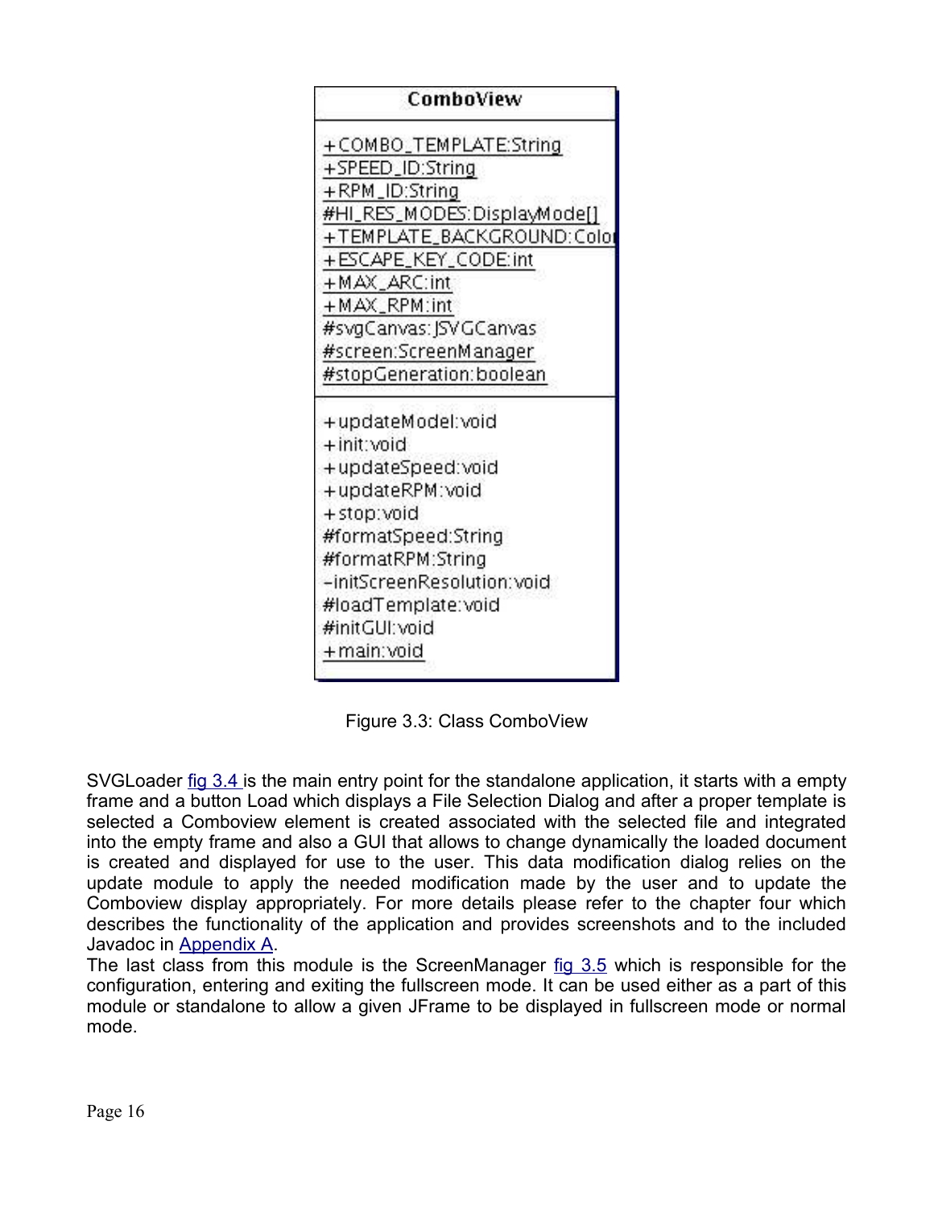**ComboView**

+COMBO_TEMPLATE:String
+SPEED_ID:String
+RPM_ID:String
#HI_RES_MODES:DisplayMode[]
+TEMPLATE_BACKGROUND:Color
+ESCAPE_KEY_CODE:int
+MAX_ARC:int
+MAX_RPM:int
#svgCanvas:JSVGCanvas
#screen:ScreenManager
#stopGeneration:boolean

+updateModel:void
+init:void
+updateSpeed:void
+updateRPM:void
+stop:void
#formatSpeed:String
#formatRPM:String
-initScreenResolution:void
#loadTemplate:void
#initGUI:void
+main:void

Figure 3.3: Class ComboView

SVGLoader fig 3.4 is the main entry point for the standalone application, it starts with a empty frame and a button Load which displays a File Selection Dialog and after a proper template is selected a Comboview element is created associated with the selected file and integrated into the empty frame and also a GUI that allows to change dynamically the loaded document is created and displayed for use to the user. This data modification dialog relies on the update module to apply the needed modification made by the user and to update the Comboview display appropriately. For more details please refer to the chapter four which describes the functionality of the application and provides screenshots and to the included Javadoc in Appendix A.
The last class from this module is the ScreenManager fig 3.5 which is responsible for the configuration, entering and exiting the fullscreen mode. It can be used either as a part of this module or standalone to allow a given JFrame to be displayed in fullscreen mode or normal mode.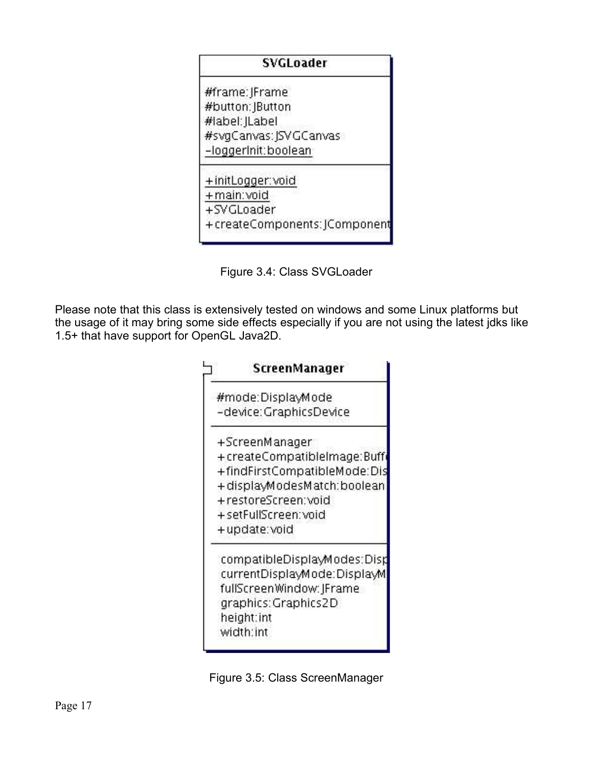**SVGLoader**

| SVGLoader |
| --- |
| #frame:JFrame<br>#button:JButton<br>#label:JLabel<br>#svgCanvas:JSVGCanvas<br>-loggerInit:boolean |
| +initLogger:void<br>+main:void<br>+SVGLoader<br>+createComponents:JComponent |

Figure 3.4: Class SVGLoader

Please note that this class is extensively tested on windows and some Linux platforms but the usage of it may bring some side effects especially if you are not using the latest jdks like 1.5+ that have support for OpenGL Java2D.

| ScreenManager |
| --- |
| #mode:DisplayMode<br>-device:GraphicsDevice |
| +ScreenManager<br>+createCompatibleImage:Buff<br>+findFirstCompatibleMode:Dis<br>+displayModesMatch:boolean<br>+restoreScreen:void<br>+setFullScreen:void<br>+update:void |
| compatibleDisplayModes:Disp<br>currentDisplayMode:DisplayM<br>fullScreenWindow:JFrame<br>graphics:Graphics2D<br>height:int<br>width:int |

Figure 3.5: Class ScreenManager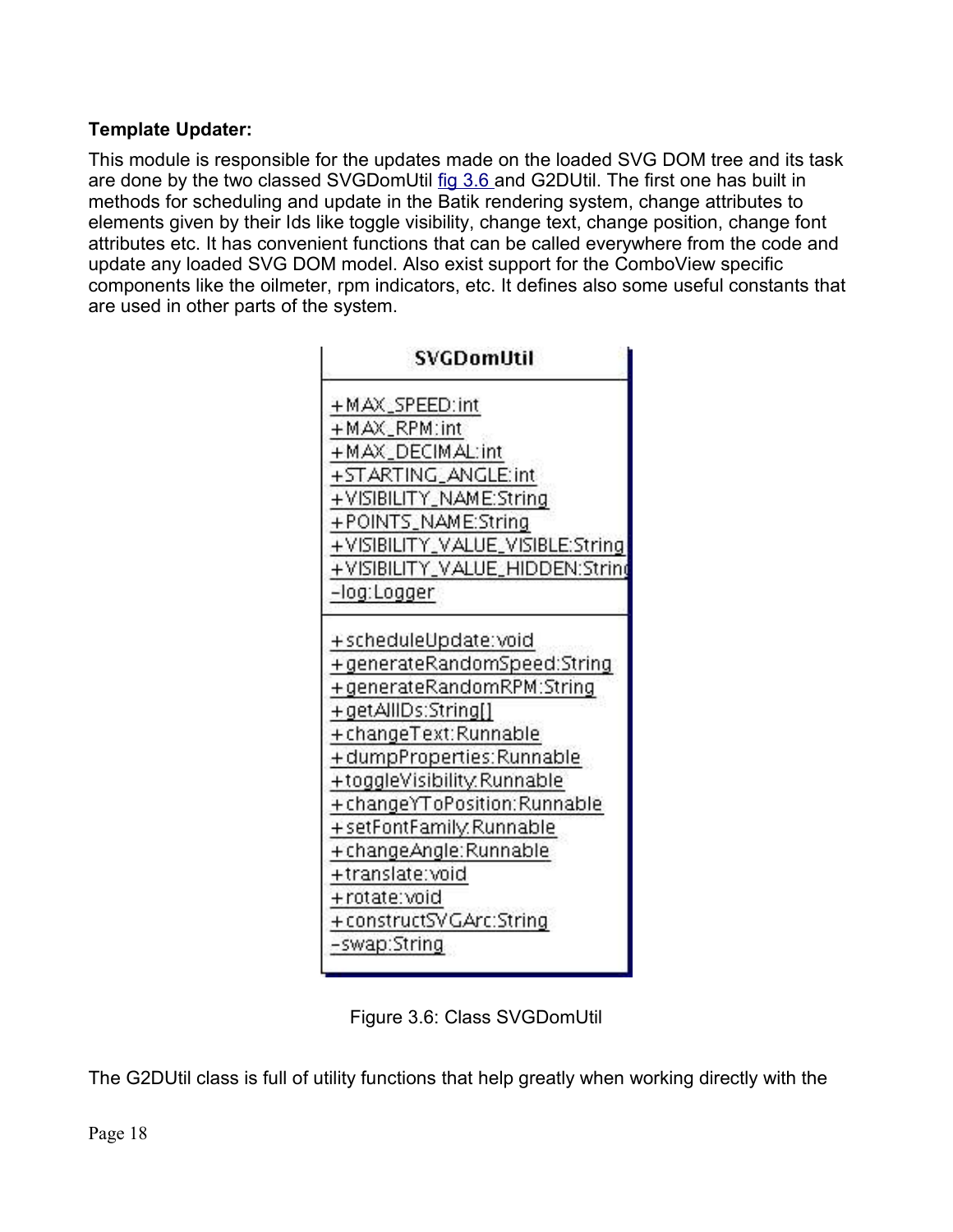**Template Updater:**

This module is responsible for the updates made on the loaded SVG DOM tree and its task are done by the two classed SVGDomUtil fig 3.6 and G2DUtil. The first one has built in methods for scheduling and update in the Batik rendering system, change attributes to elements given by their Ids like toggle visibility, change text, change position, change font attributes etc. It has convenient functions that can be called everywhere from the code and update any loaded SVG DOM model. Also exist support for the ComboView specific components like the oilmeter, rpm indicators, etc. It defines also some useful constants that are used in other parts of the system.

| SVGDomUtil |
| --- |
| +MAX_SPEED:int<br>+MAX_RPM:int<br>+MAX_DECIMAL:int<br>+STARTING_ANGLE:int<br>+VISIBILITY_NAME:String<br>+POINTS_NAME:String<br>+VISIBILITY_VALUE_VISIBLE:String<br>+VISIBILITY_VALUE_HIDDEN:String<br>-log:Logger |
| +scheduleUpdate:void<br>+generateRandomSpeed:String<br>+generateRandomRPM:String<br>+getAllIDs:String[]<br>+changeText:Runnable<br>+dumpProperties:Runnable<br>+toggleVisibility:Runnable<br>+changeYToPosition:Runnable<br>+setFontFamily:Runnable<br>+changeAngle:Runnable<br>+translate:void<br>+rotate:void<br>+constructSVGArc:String<br>-swap:String |

Figure 3.6: Class SVGDomUtil

The G2DUtil class is full of utility functions that help greatly when working directly with the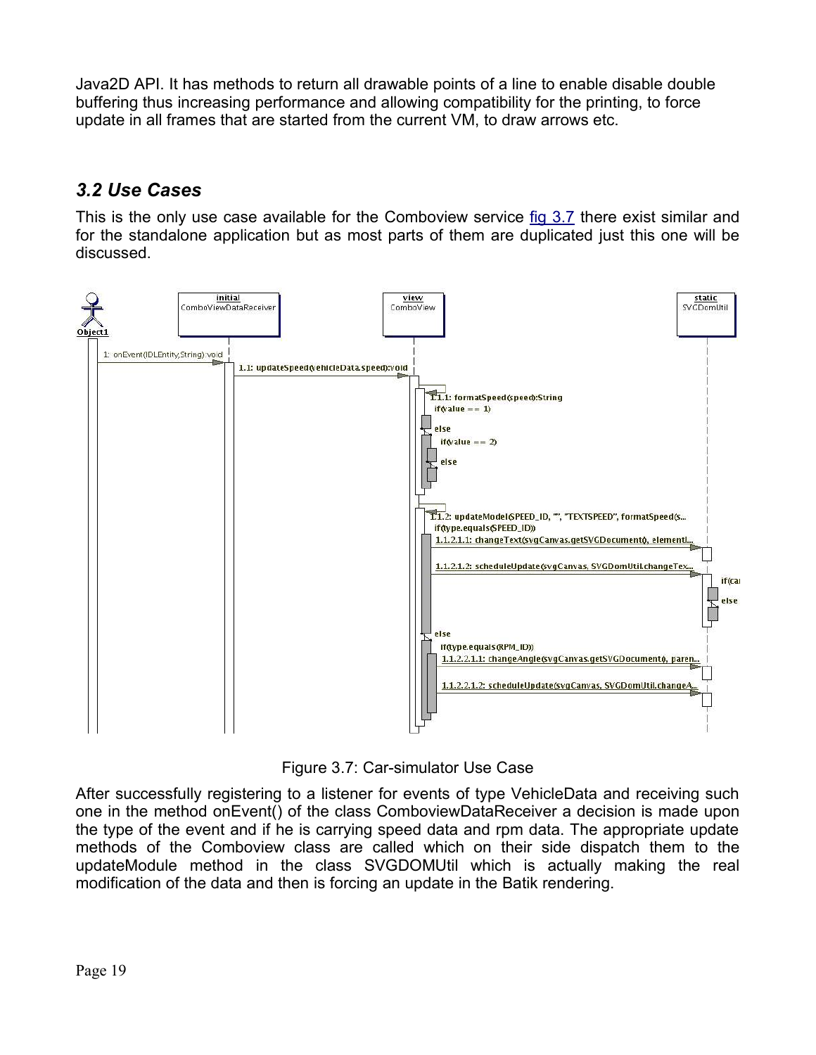Java2D API. It has methods to return all drawable points of a line to enable disable double buffering thus increasing performance and allowing compatibility for the printing, to force update in all frames that are started from the current VM, to draw arrows etc.

### *3.2 Use Cases*

This is the only use case available for the Comboview service fig 3.7 there exist similar and for the standalone application but as most parts of them are duplicated just this one will be discussed.

Figure 3.7: Car-simulator Use Case

After successfully registering to a listener for events of type VehicleData and receiving such one in the method onEvent() of the class ComboviewDataReceiver a decision is made upon the type of the event and if he is carrying speed data and rpm data. The appropriate update methods of the Comboview class are called which on their side dispatch them to the updateModule method in the class SVGDOMUtil which is actually making the real modification of the data and then is forcing an update in the Batik rendering.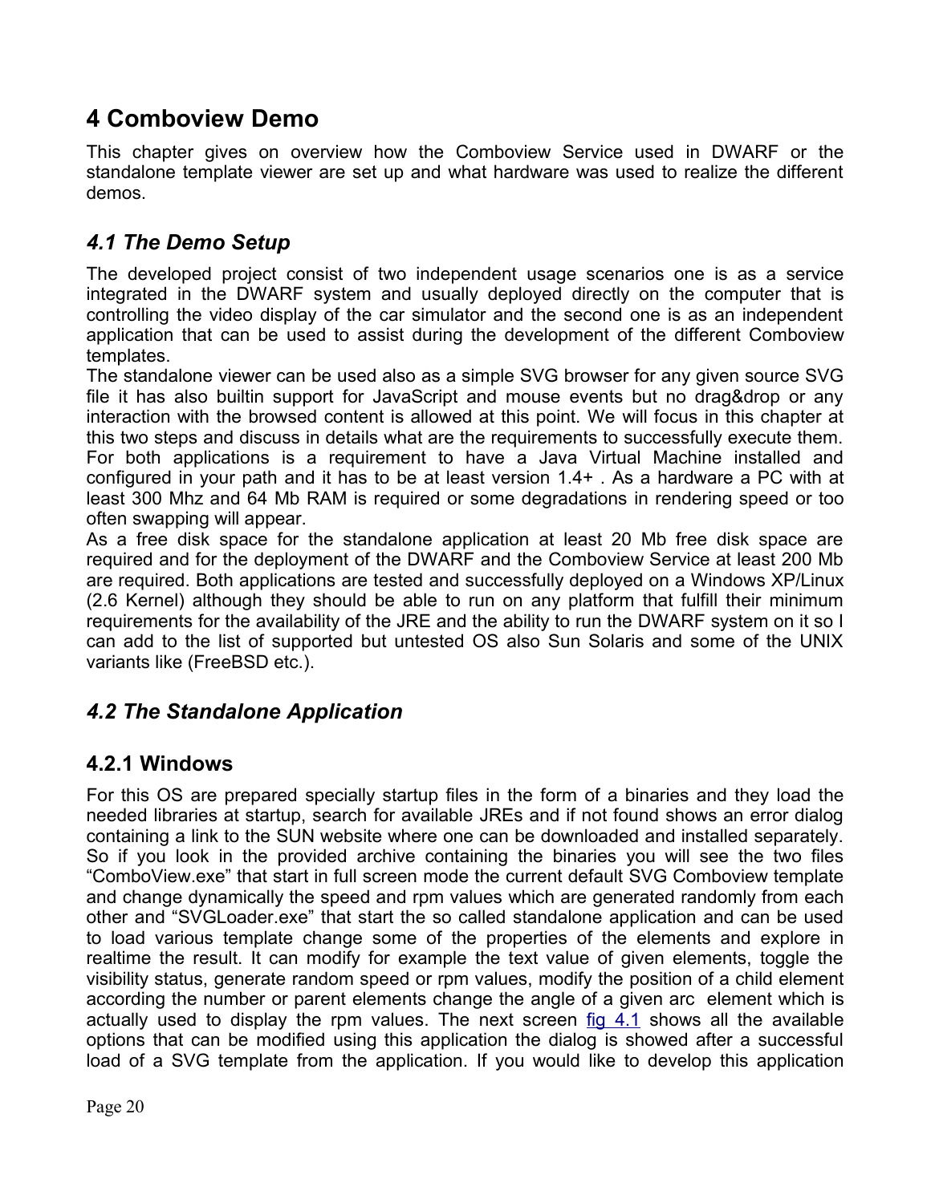# 4 Comboview Demo

This chapter gives on overview how the Comboview Service used in DWARF or the standalone template viewer are set up and what hardware was used to realize the different demos.

## *4.1 The Demo Setup*

The developed project consist of two independent usage scenarios one is as a service integrated in the DWARF system and usually deployed directly on the computer that is controlling the video display of the car simulator and the second one is as an independent application that can be used to assist during the development of the different Comboview templates.

The standalone viewer can be used also as a simple SVG browser for any given source SVG file it has also builtin support for JavaScript and mouse events but no drag&drop or any interaction with the browsed content is allowed at this point. We will focus in this chapter at this two steps and discuss in details what are the requirements to successfully execute them. For both applications is a requirement to have a Java Virtual Machine installed and configured in your path and it has to be at least version 1.4+ . As a hardware a PC with at least 300 Mhz and 64 Mb RAM is required or some degradations in rendering speed or too often swapping will appear.

As a free disk space for the standalone application at least 20 Mb free disk space are required and for the deployment of the DWARF and the Comboview Service at least 200 Mb are required. Both applications are tested and successfully deployed on a Windows XP/Linux (2.6 Kernel) although they should be able to run on any platform that fulfill their minimum requirements for the availability of the JRE and the ability to run the DWARF system on it so I can add to the list of supported but untested OS also Sun Solaris and some of the UNIX variants like (FreeBSD etc.).

## *4.2 The Standalone Application*

### 4.2.1 Windows

For this OS are prepared specially startup files in the form of a binaries and they load the needed libraries at startup, search for available JREs and if not found shows an error dialog containing a link to the SUN website where one can be downloaded and installed separately. So if you look in the provided archive containing the binaries you will see the two files “ComboView.exe” that start in full screen mode the current default SVG Comboview template and change dynamically the speed and rpm values which are generated randomly from each other and “SVGLoader.exe” that start the so called standalone application and can be used to load various template change some of the properties of the elements and explore in realtime the result. It can modify for example the text value of given elements, toggle the visibility status, generate random speed or rpm values, modify the position of a child element according the number or parent elements change the angle of a given arc element which is actually used to display the rpm values. The next screen fig 4.1 shows all the available options that can be modified using this application the dialog is showed after a successful load of a SVG template from the application. If you would like to develop this application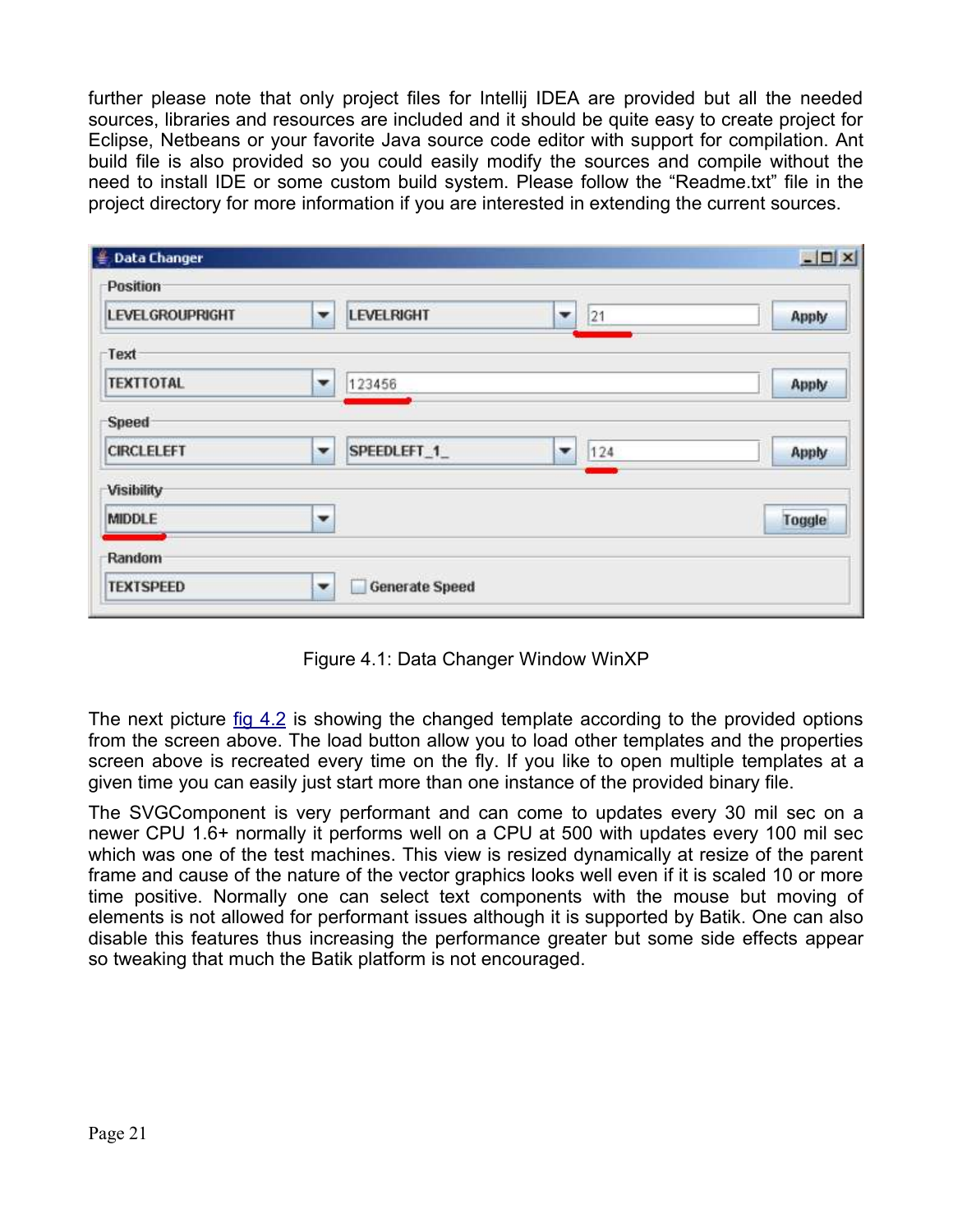further please note that only project files for Intellij IDEA are provided but all the needed sources, libraries and resources are included and it should be quite easy to create project for Eclipse, Netbeans or your favorite Java source code editor with support for compilation. Ant build file is also provided so you could easily modify the sources and compile without the need to install IDE or some custom build system. Please follow the "Readme.txt" file in the project directory for more information if you are interested in extending the current sources.

Figure 4.1: Data Changer Window WinXP

The next picture fig 4.2 is showing the changed template according to the provided options from the screen above. The load button allow you to load other templates and the properties screen above is recreated every time on the fly. If you like to open multiple templates at a given time you can easily just start more than one instance of the provided binary file.

The SVGComponent is very performant and can come to updates every 30 mil sec on a newer CPU 1.6+ normally it performs well on a CPU at 500 with updates every 100 mil sec which was one of the test machines. This view is resized dynamically at resize of the parent frame and cause of the nature of the vector graphics looks well even if it is scaled 10 or more time positive. Normally one can select text components with the mouse but moving of elements is not allowed for performant issues although it is supported by Batik. One can also disable this features thus increasing the performance greater but some side effects appear so tweaking that much the Batik platform is not encouraged.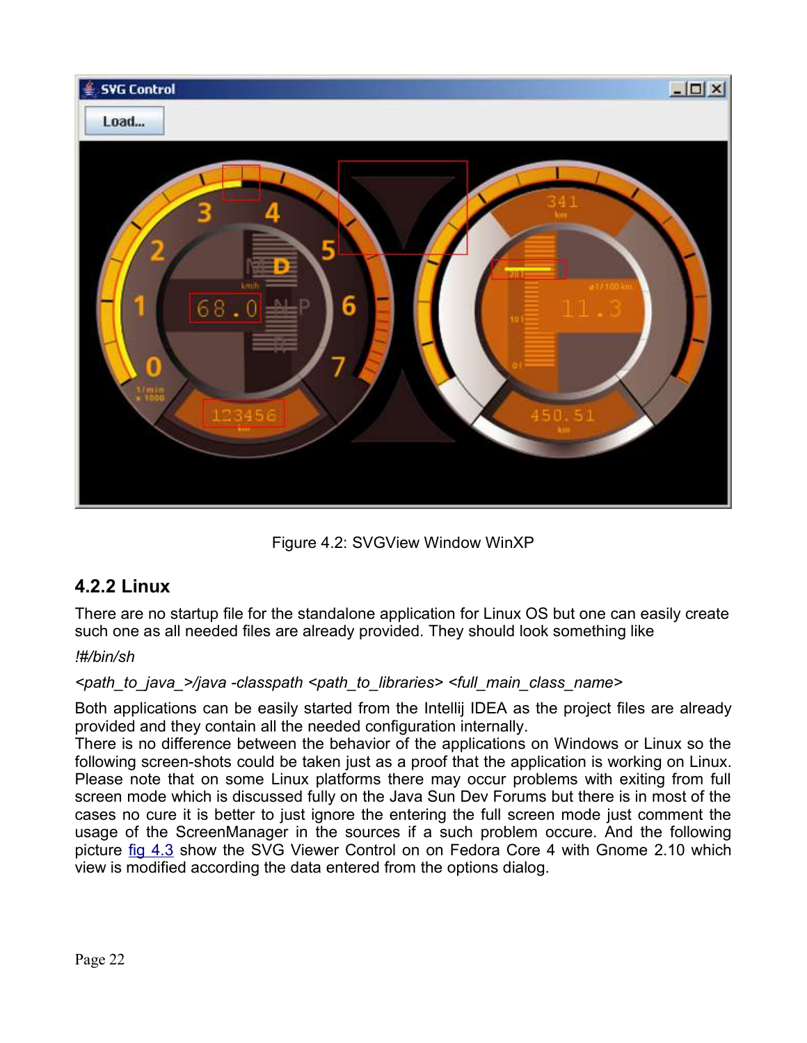Figure 4.2: SVGView Window WinXP

### 4.2.2 Linux

There are no startup file for the standalone application for Linux OS but one can easily create such one as all needed files are already provided. They should look something like

*!#/bin/sh*

*<path_to_java_>/java -classpath <path_to_libraries> <full_main_class_name>*

Both applications can be easily started from the Intellij IDEA as the project files are already provided and they contain all the needed configuration internally.
There is no difference between the behavior of the applications on Windows or Linux so the following screen-shots could be taken just as a proof that the application is working on Linux. Please note that on some Linux platforms there may occur problems with exiting from full screen mode which is discussed fully on the Java Sun Dev Forums but there is in most of the cases no cure it is better to just ignore the entering the full screen mode just comment the usage of the ScreenManager in the sources if a such problem occure. And the following picture fig 4.3 show the SVG Viewer Control on on Fedora Core 4 with Gnome 2.10 which view is modified according the data entered from the options dialog.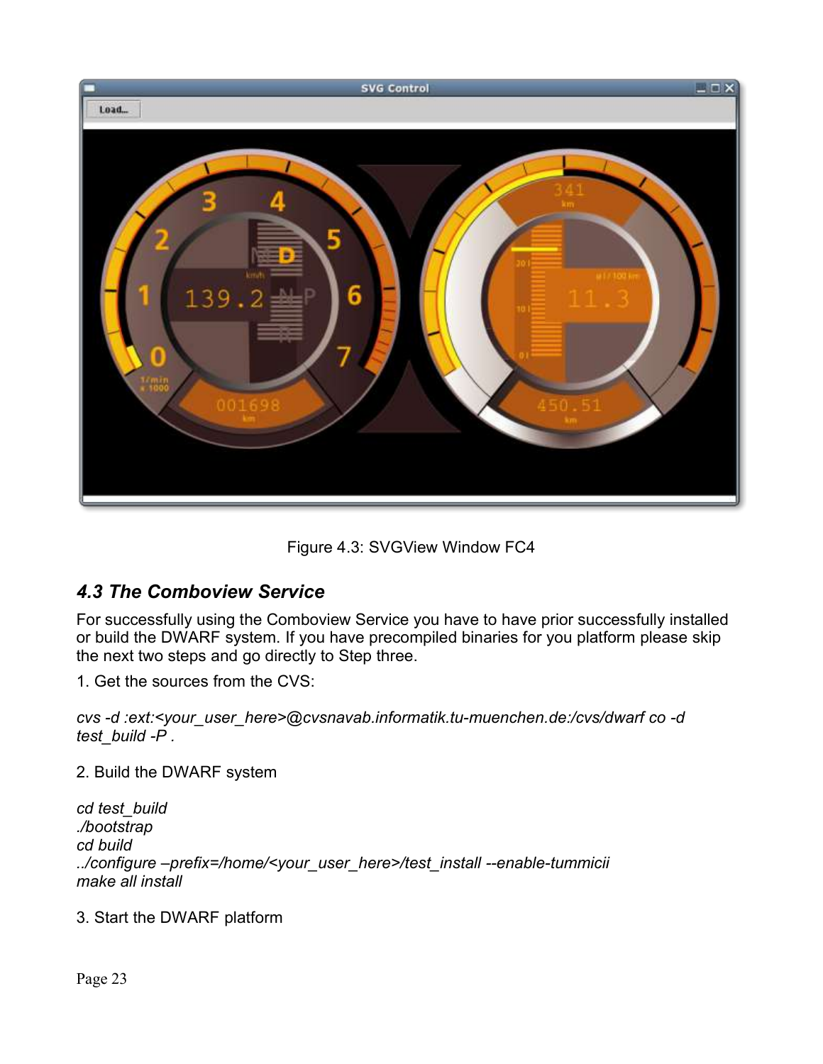Figure 4.3: SVGView Window FC4

### *4.3 The Comboview Service*

For successfully using the Comboview Service you have to have prior successfully installed or build the DWARF system. If you have precompiled binaries for you platform please skip the next two steps and go directly to Step three.

1. Get the sources from the CVS:

*cvs -d :ext:<your_user_here>@cvsnavab.informatik.tu-muenchen.de:/cvs/dwarf co -d test_build -P .*

2. Build the DWARF system

*cd test_build*
*./bootstrap*
*cd build*
*../configure –prefix=/home/<your_user_here>/test_install --enable-tummicii*
*make all install*

3. Start the DWARF platform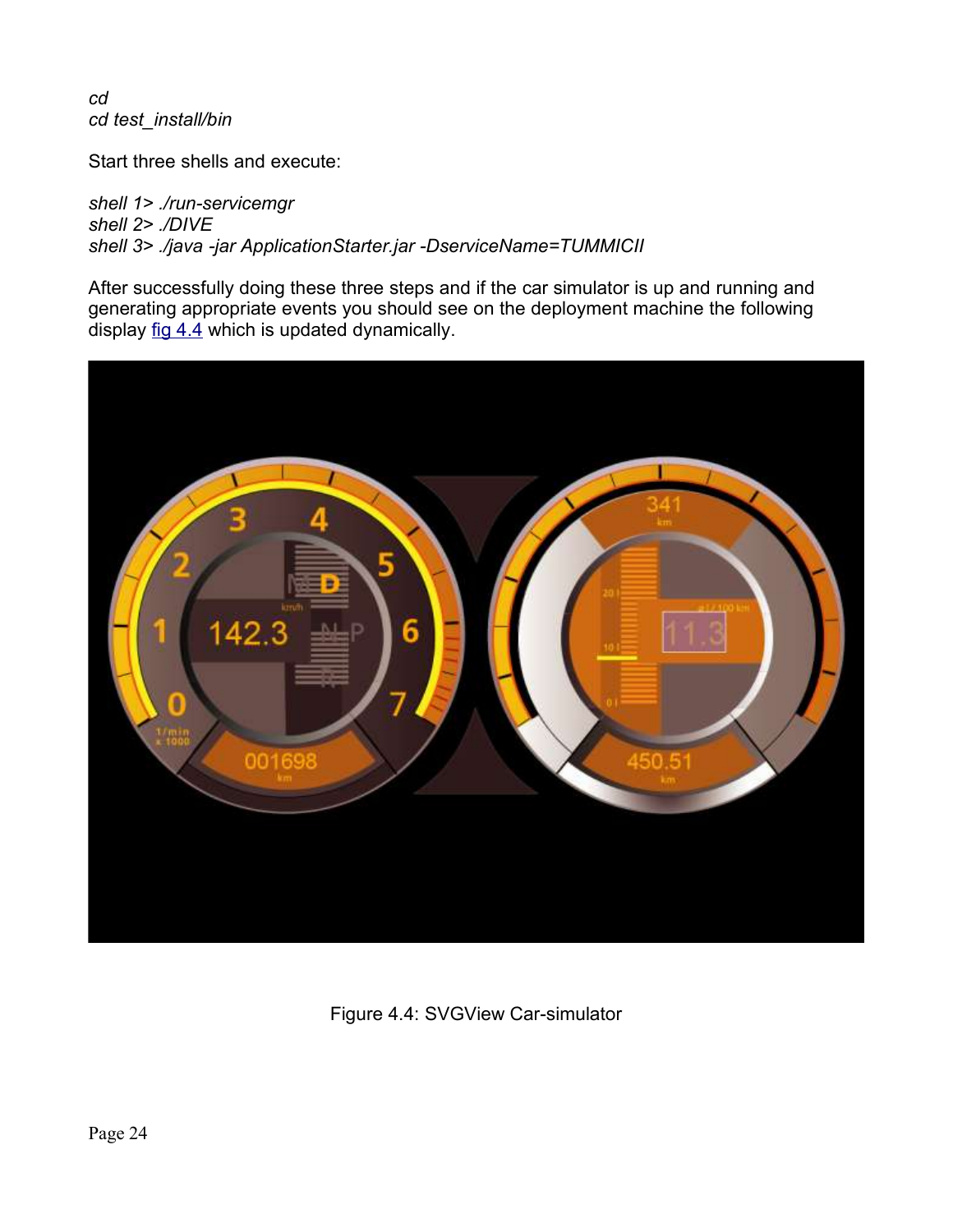*cd*
*cd test_install/bin*

Start three shells and execute:

*shell 1> ./run-servicemgr*
*shell 2> ./DIVE*
*shell 3> ./java -jar ApplicationStarter.jar -DserviceName=TUMMICII*

After successfully doing these three steps and if the car simulator is up and running and generating appropriate events you should see on the deployment machine the following display fig 4.4 which is updated dynamically.

Figure 4.4: SVGView Car-simulator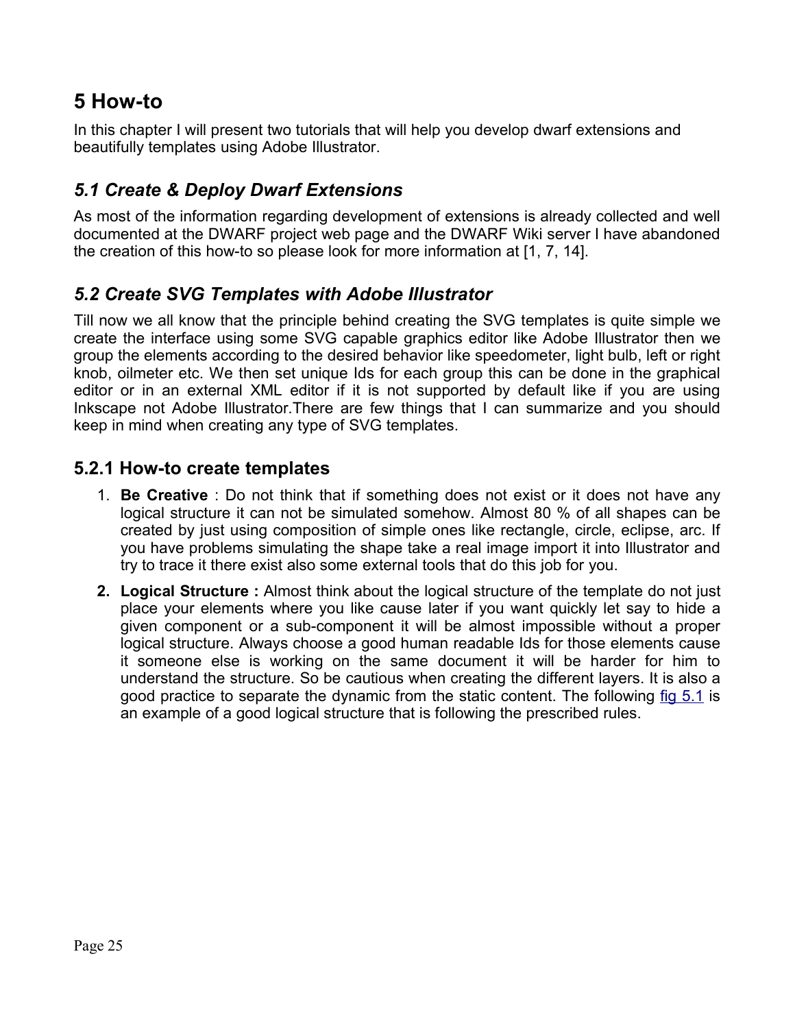# 5 How-to

In this chapter I will present two tutorials that will help you develop dwarf extensions and beautifully templates using Adobe Illustrator.

## *5.1 Create & Deploy Dwarf Extensions*

As most of the information regarding development of extensions is already collected and well documented at the DWARF project web page and the DWARF Wiki server I have abandoned the creation of this how-to so please look for more information at [1, 7, 14].

## *5.2 Create SVG Templates with Adobe Illustrator*

Till now we all know that the principle behind creating the SVG templates is quite simple we create the interface using some SVG capable graphics editor like Adobe Illustrator then we group the elements according to the desired behavior like speedometer, light bulb, left or right knob, oilmeter etc. We then set unique Ids for each group this can be done in the graphical editor or in an external XML editor if it is not supported by default like if you are using Inkscape not Adobe Illustrator.There are few things that I can summarize and you should keep in mind when creating any type of SVG templates.

### 5.2.1 How-to create templates

1. **Be Creative** : Do not think that if something does not exist or it does not have any logical structure it can not be simulated somehow. Almost 80 % of all shapes can be created by just using composition of simple ones like rectangle, circle, eclipse, arc. If you have problems simulating the shape take a real image import it into Illustrator and try to trace it there exist also some external tools that do this job for you.
2. **Logical Structure :** Almost think about the logical structure of the template do not just place your elements where you like cause later if you want quickly let say to hide a given component or a sub-component it will be almost impossible without a proper logical structure. Always choose a good human readable Ids for those elements cause it someone else is working on the same document it will be harder for him to understand the structure. So be cautious when creating the different layers. It is also a good practice to separate the dynamic from the static content. The following fig 5.1 is an example of a good logical structure that is following the prescribed rules.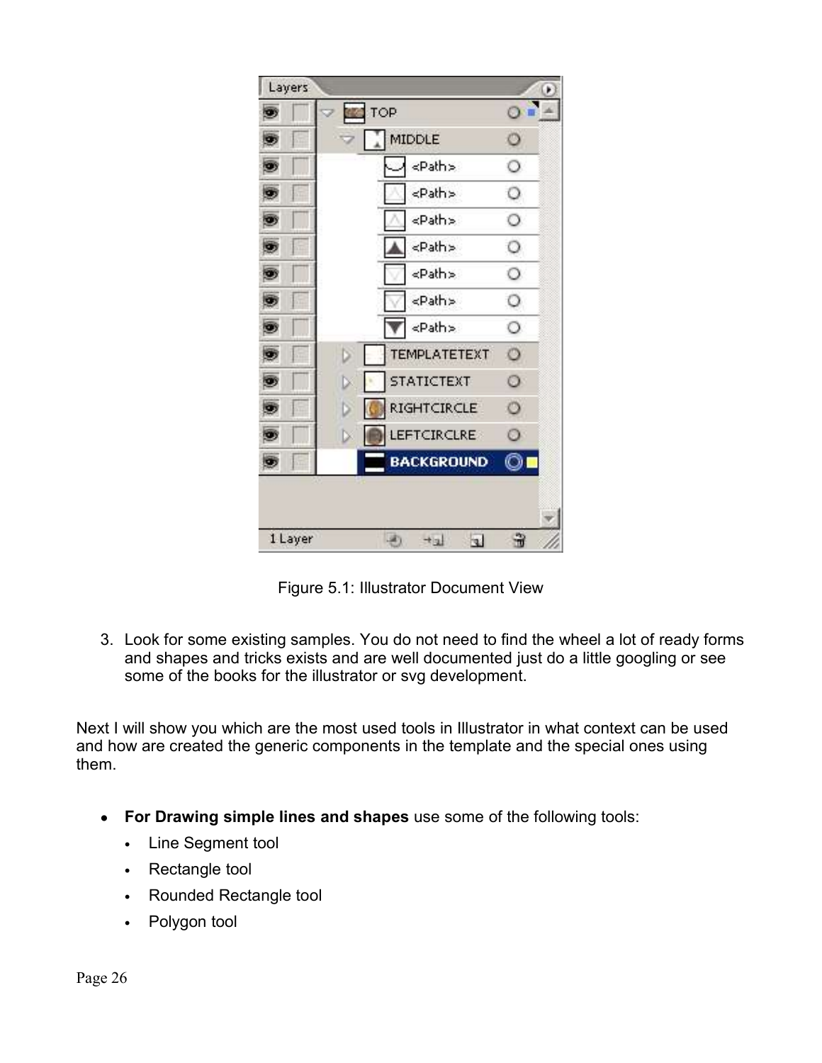Figure 5.1: Illustrator Document View

3. Look for some existing samples. You do not need to find the wheel a lot of ready forms and shapes and tricks exists and are well documented just do a little googling or see some of the books for the illustrator or svg development.

Next I will show you which are the most used tools in Illustrator in what context can be used and how are created the generic components in the template and the special ones using them.

- **For Drawing simple lines and shapes** use some of the following tools:
  - Line Segment tool
  - Rectangle tool
  - Rounded Rectangle tool
  - Polygon tool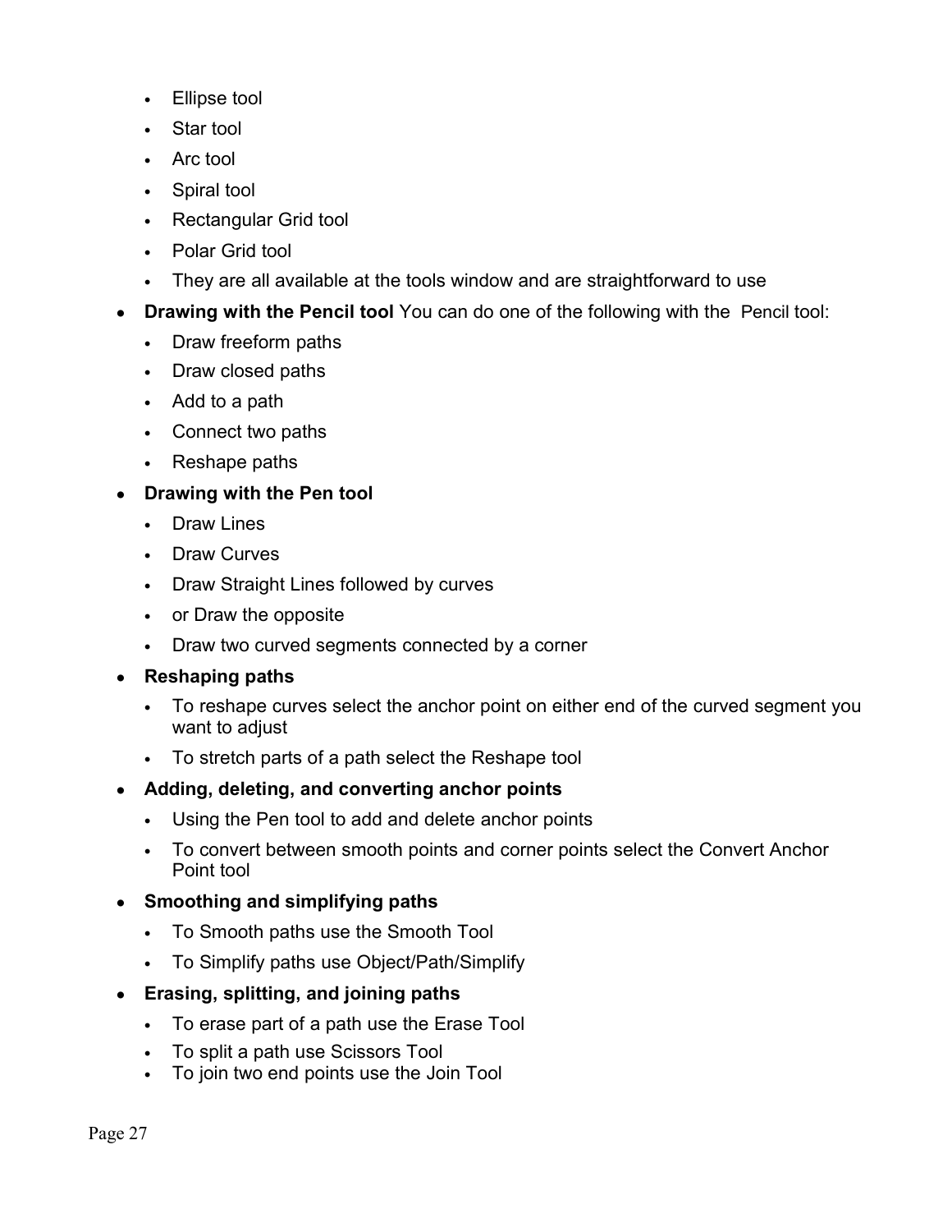- Ellipse tool
  - Star tool
  - Arc tool
  - Spiral tool
  - Rectangular Grid tool
  - Polar Grid tool
  - They are all available at the tools window and are straightforward to use
- **Drawing with the Pencil tool** You can do one of the following with the Pencil tool:
  - Draw freeform paths
  - Draw closed paths
  - Add to a path
  - Connect two paths
  - Reshape paths
- **Drawing with the Pen tool**
  - Draw Lines
  - Draw Curves
  - Draw Straight Lines followed by curves
  - or Draw the opposite
  - Draw two curved segments connected by a corner
- **Reshaping paths**
  - To reshape curves select the anchor point on either end of the curved segment you want to adjust
  - To stretch parts of a path select the Reshape tool
- **Adding, deleting, and converting anchor points**
  - Using the Pen tool to add and delete anchor points
  - To convert between smooth points and corner points select the Convert Anchor Point tool
- **Smoothing and simplifying paths**
  - To Smooth paths use the Smooth Tool
  - To Simplify paths use Object/Path/Simplify
- **Erasing, splitting, and joining paths**
  - To erase part of a path use the Erase Tool
  - To split a path use Scissors Tool
  - To join two end points use the Join Tool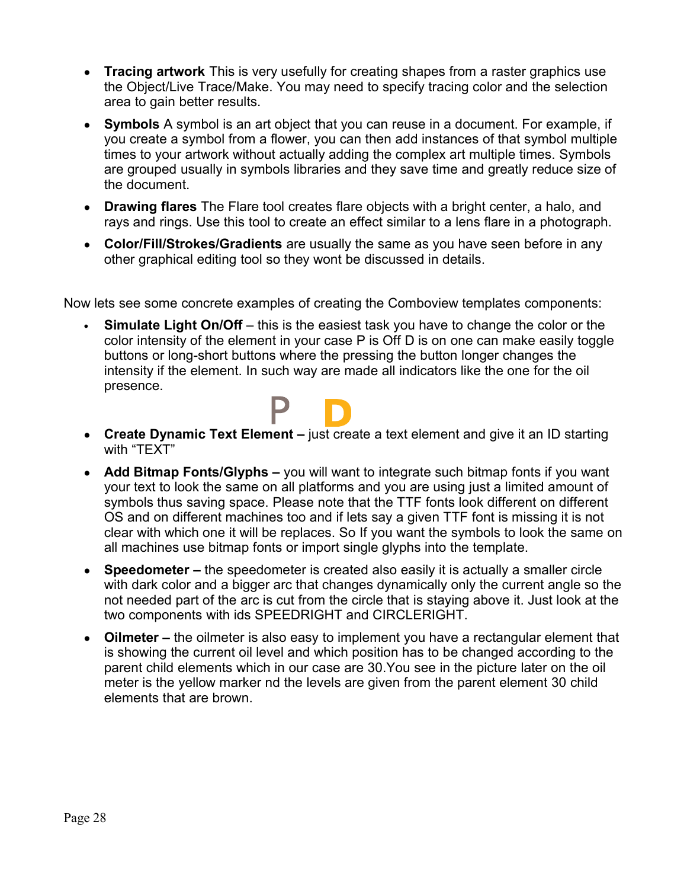- **Tracing artwork** This is very usefully for creating shapes from a raster graphics use the Object/Live Trace/Make. You may need to specify tracing color and the selection area to gain better results.
- **Symbols** A symbol is an art object that you can reuse in a document. For example, if you create a symbol from a flower, you can then add instances of that symbol multiple times to your artwork without actually adding the complex art multiple times. Symbols are grouped usually in symbols libraries and they save time and greatly reduce size of the document.
- **Drawing flares** The Flare tool creates flare objects with a bright center, a halo, and rays and rings. Use this tool to create an effect similar to a lens flare in a photograph.
- **Color/Fill/Strokes/Gradients** are usually the same as you have seen before in any other graphical editing tool so they wont be discussed in details.

Now lets see some concrete examples of creating the Comboview templates components:

- **Simulate Light On/Off** – this is the easiest task you have to change the color or the color intensity of the element in your case P is Off D is on one can make easily toggle buttons or long-short buttons where the pressing the button longer changes the intensity if the element. In such way are made all indicators like the one for the oil presence.

  P D

- **Create Dynamic Text Element –** just create a text element and give it an ID starting with "TEXT"
- **Add Bitmap Fonts/Glyphs –** you will want to integrate such bitmap fonts if you want your text to look the same on all platforms and you are using just a limited amount of symbols thus saving space. Please note that the TTF fonts look different on different OS and on different machines too and if lets say a given TTF font is missing it is not clear with which one it will be replaces. So If you want the symbols to look the same on all machines use bitmap fonts or import single glyphs into the template.
- **Speedometer –** the speedometer is created also easily it is actually a smaller circle with dark color and a bigger arc that changes dynamically only the current angle so the not needed part of the arc is cut from the circle that is staying above it. Just look at the two components with ids SPEEDRIGHT and CIRCLERIGHT.
- **Oilmeter –** the oilmeter is also easy to implement you have a rectangular element that is showing the current oil level and which position has to be changed according to the parent child elements which in our case are 30.You see in the picture later on the oil meter is the yellow marker nd the levels are given from the parent element 30 child elements that are brown.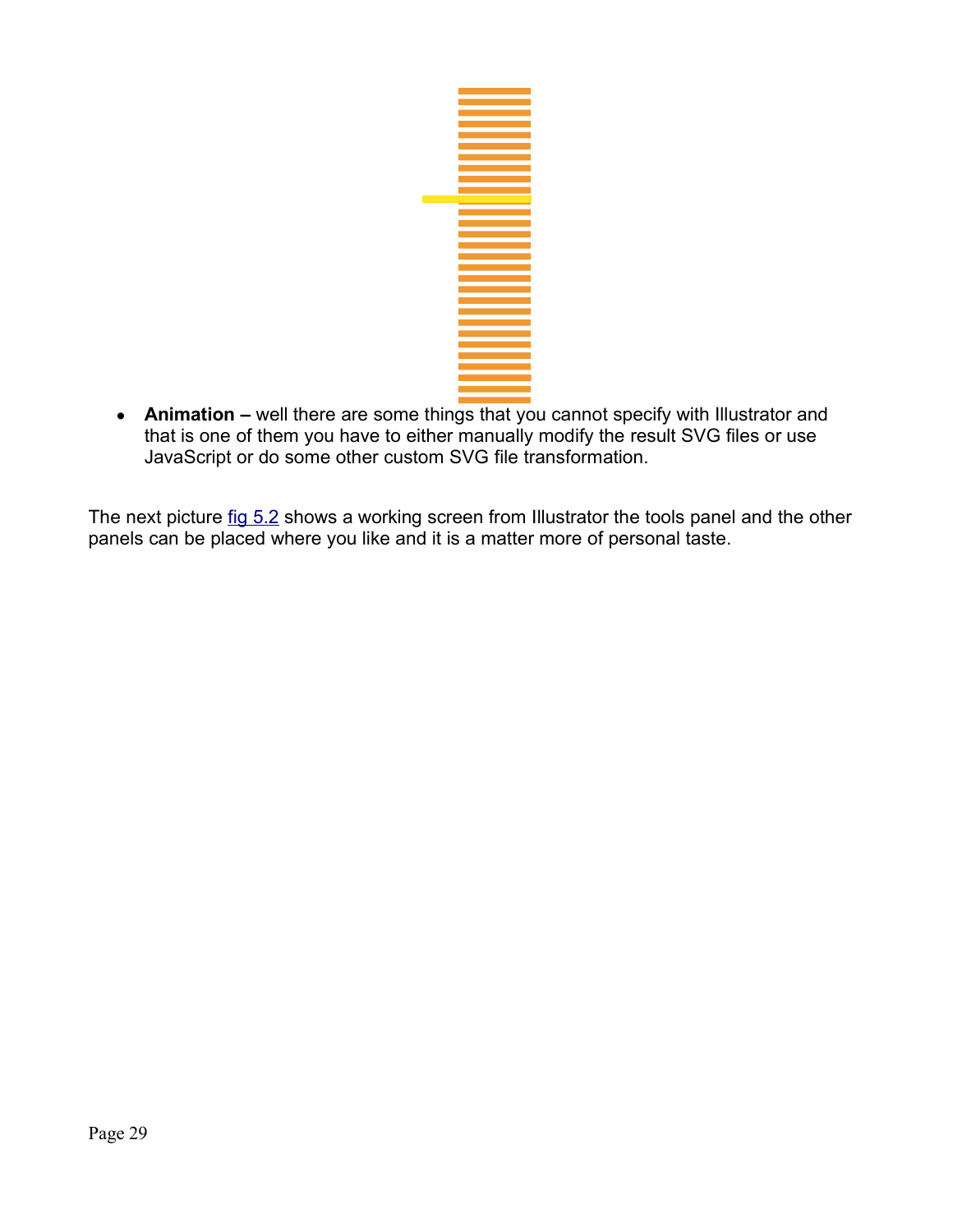- **Animation –** well there are some things that you cannot specify with Illustrator and that is one of them you have to either manually modify the result SVG files or use JavaScript or do some other custom SVG file transformation.

The next picture fig 5.2 shows a working screen from Illustrator the tools panel and the other panels can be placed where you like and it is a matter more of personal taste.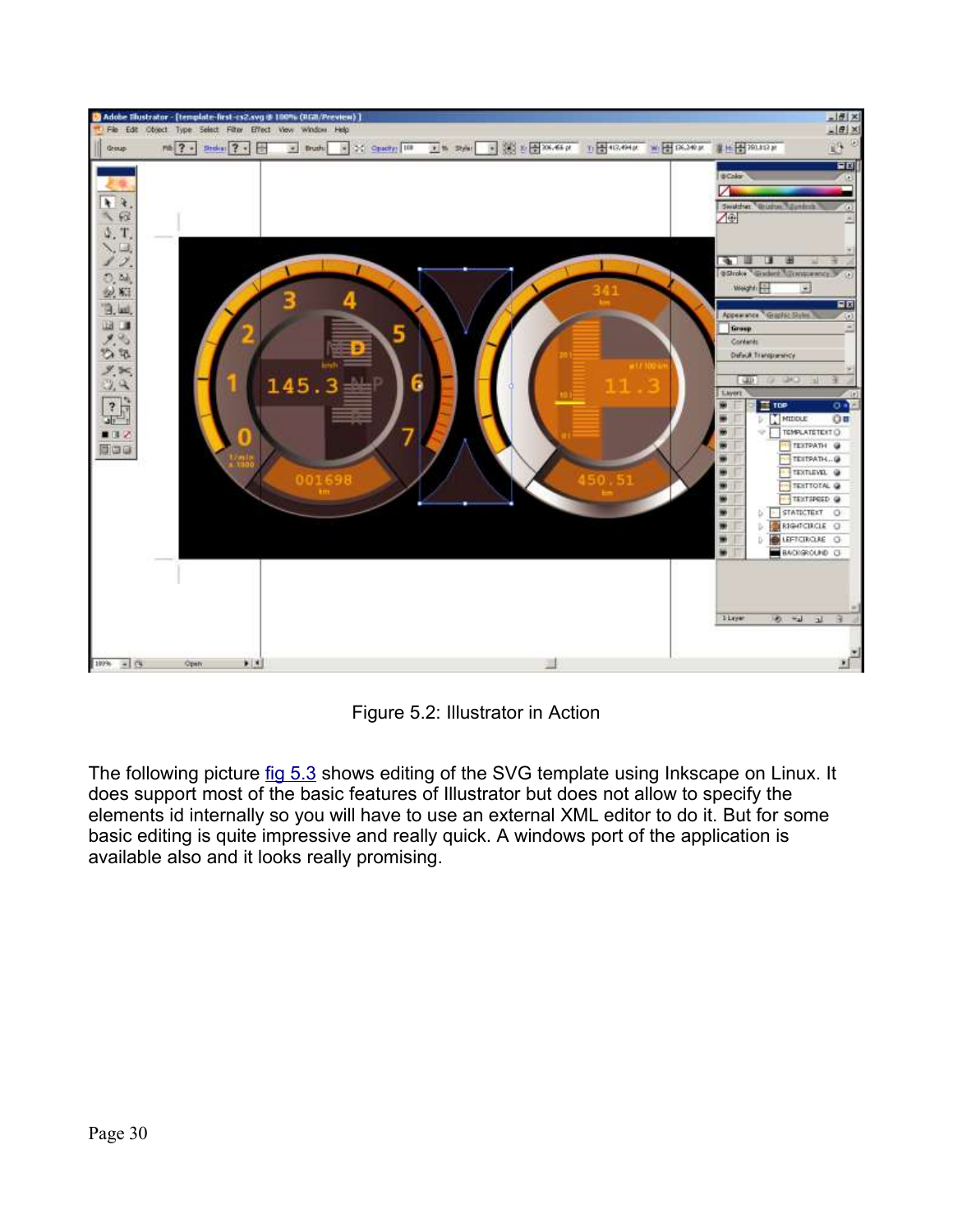Figure 5.2: Illustrator in Action

The following picture fig 5.3 shows editing of the SVG template using Inkscape on Linux. It does support most of the basic features of Illustrator but does not allow to specify the elements id internally so you will have to use an external XML editor to do it. But for some basic editing is quite impressive and really quick. A windows port of the application is available also and it looks really promising.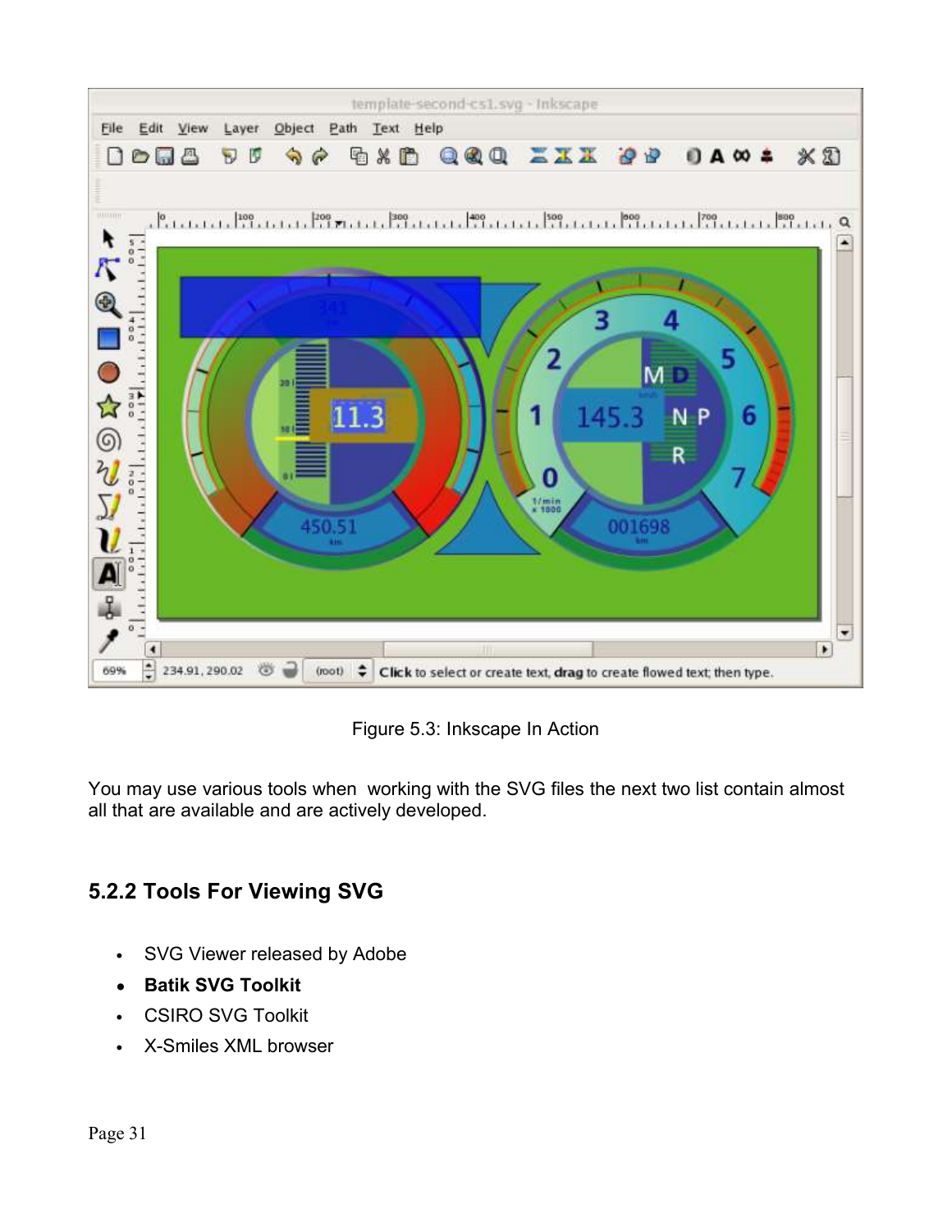Figure 5.3: Inkscape In Action

You may use various tools when working with the SVG files the next two list contain almost all that are available and are actively developed.

### 5.2.2 Tools For Viewing SVG

- SVG Viewer released by Adobe
- **Batik SVG Toolkit**
- CSIRO SVG Toolkit
- X-Smiles XML browser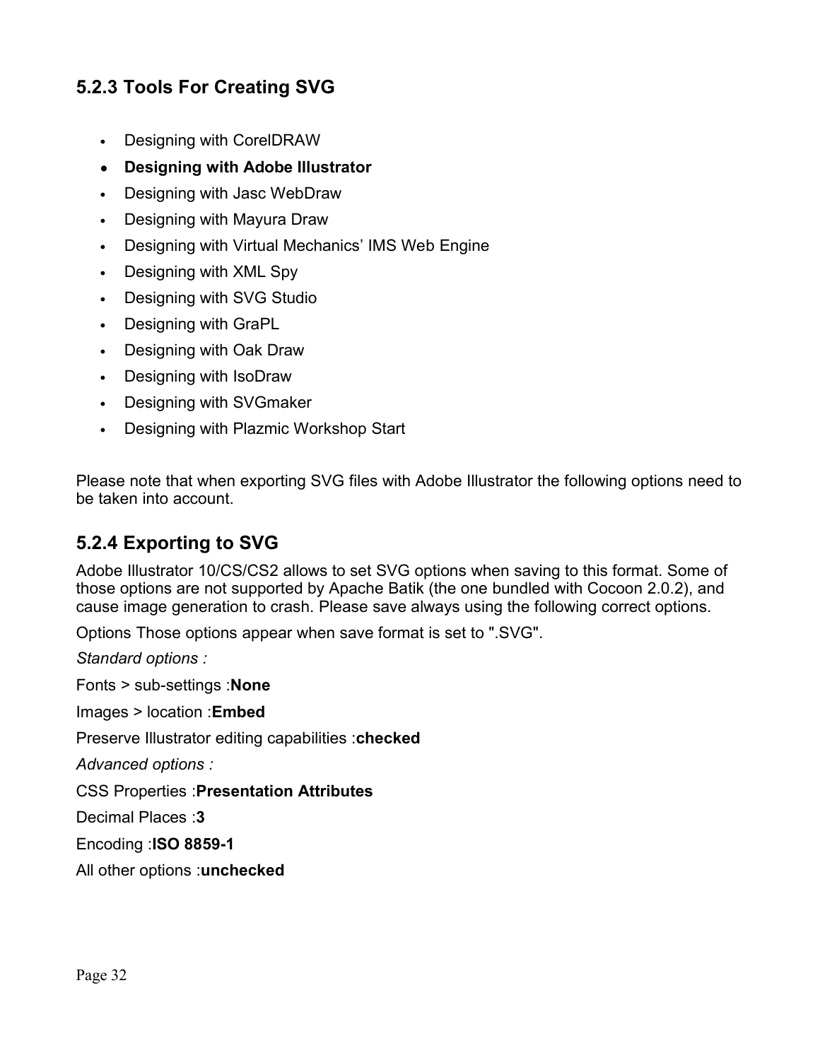### 5.2.3 Tools For Creating SVG

- Designing with CorelDRAW
- **Designing with Adobe Illustrator**
- Designing with Jasc WebDraw
- Designing with Mayura Draw
- Designing with Virtual Mechanics' IMS Web Engine
- Designing with XML Spy
- Designing with SVG Studio
- Designing with GraPL
- Designing with Oak Draw
- Designing with IsoDraw
- Designing with SVGmaker
- Designing with Plazmic Workshop Start

Please note that when exporting SVG files with Adobe Illustrator the following options need to be taken into account.

### 5.2.4 Exporting to SVG

Adobe Illustrator 10/CS/CS2 allows to set SVG options when saving to this format. Some of those options are not supported by Apache Batik (the one bundled with Cocoon 2.0.2), and cause image generation to crash. Please save always using the following correct options.

Options Those options appear when save format is set to ".SVG".

*Standard options :*

Fonts > sub-settings :**None**

Images > location :**Embed**

Preserve Illustrator editing capabilities :**checked**

*Advanced options :*

CSS Properties :**Presentation Attributes**

Decimal Places :**3**

Encoding :**ISO 8859-1**

All other options :**unchecked**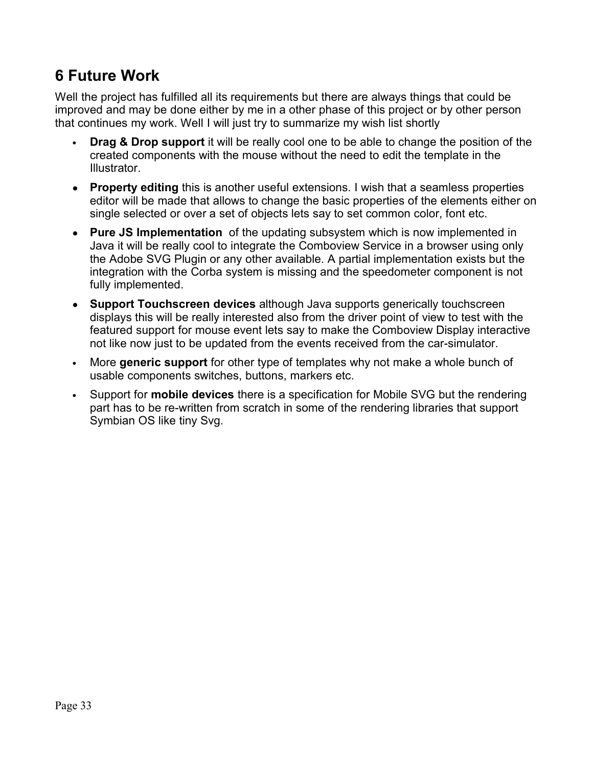## 6 Future Work

Well the project has fulfilled all its requirements but there are always things that could be improved and may be done either by me in a other phase of this project or by other person that continues my work. Well I will just try to summarize my wish list shortly

- **Drag & Drop support** it will be really cool one to be able to change the position of the created components with the mouse without the need to edit the template in the Illustrator.
- **Property editing** this is another useful extensions. I wish that a seamless properties editor will be made that allows to change the basic properties of the elements either on single selected or over a set of objects lets say to set common color, font etc.
- **Pure JS Implementation** of the updating subsystem which is now implemented in Java it will be really cool to integrate the Comboview Service in a browser using only the Adobe SVG Plugin or any other available. A partial implementation exists but the integration with the Corba system is missing and the speedometer component is not fully implemented.
- **Support Touchscreen devices** although Java supports generically touchscreen displays this will be really interested also from the driver point of view to test with the featured support for mouse event lets say to make the Comboview Display interactive not like now just to be updated from the events received from the car-simulator.
- More **generic support** for other type of templates why not make a whole bunch of usable components switches, buttons, markers etc.
- Support for **mobile devices** there is a specification for Mobile SVG but the rendering part has to be re-written from scratch in some of the rendering libraries that support Symbian OS like tiny Svg.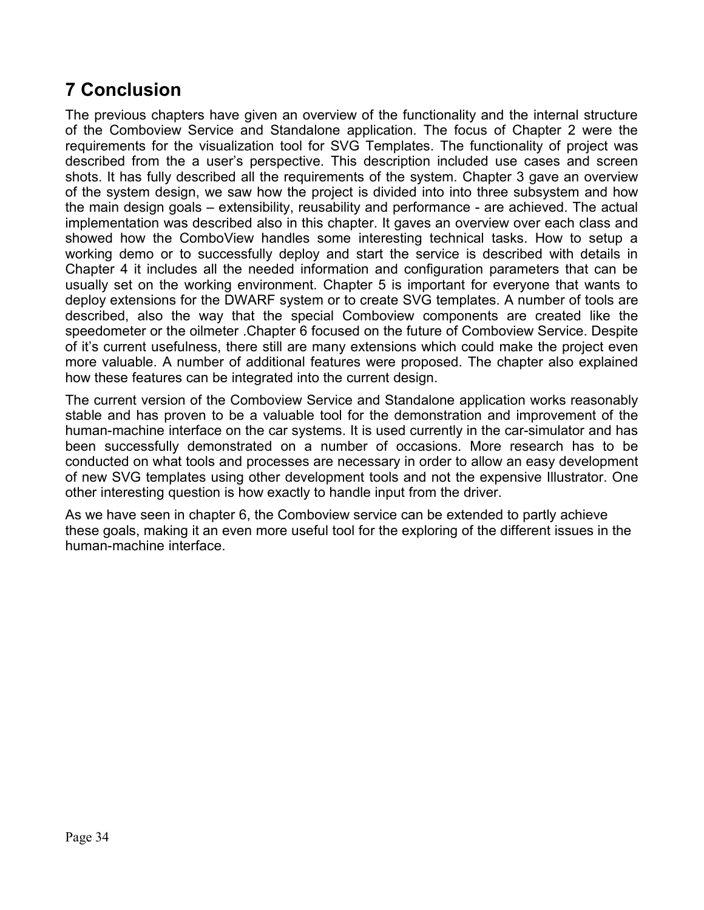# 7 Conclusion

The previous chapters have given an overview of the functionality and the internal structure of the Comboview Service and Standalone application. The focus of Chapter 2 were the requirements for the visualization tool for SVG Templates. The functionality of project was described from the a user's perspective. This description included use cases and screen shots. It has fully described all the requirements of the system. Chapter 3 gave an overview of the system design, we saw how the project is divided into into three subsystem and how the main design goals – extensibility, reusability and performance - are achieved. The actual implementation was described also in this chapter. It gaves an overview over each class and showed how the ComboView handles some interesting technical tasks. How to setup a working demo or to successfully deploy and start the service is described with details in Chapter 4 it includes all the needed information and configuration parameters that can be usually set on the working environment. Chapter 5 is important for everyone that wants to deploy extensions for the DWARF system or to create SVG templates. A number of tools are described, also the way that the special Comboview components are created like the speedometer or the oilmeter .Chapter 6 focused on the future of Comboview Service. Despite of it's current usefulness, there still are many extensions which could make the project even more valuable. A number of additional features were proposed. The chapter also explained how these features can be integrated into the current design.

The current version of the Comboview Service and Standalone application works reasonably stable and has proven to be a valuable tool for the demonstration and improvement of the human-machine interface on the car systems. It is used currently in the car-simulator and has been successfully demonstrated on a number of occasions. More research has to be conducted on what tools and processes are necessary in order to allow an easy development of new SVG templates using other development tools and not the expensive Illustrator. One other interesting question is how exactly to handle input from the driver.

As we have seen in chapter 6, the Comboview service can be extended to partly achieve these goals, making it an even more useful tool for the exploring of the different issues in the human-machine interface.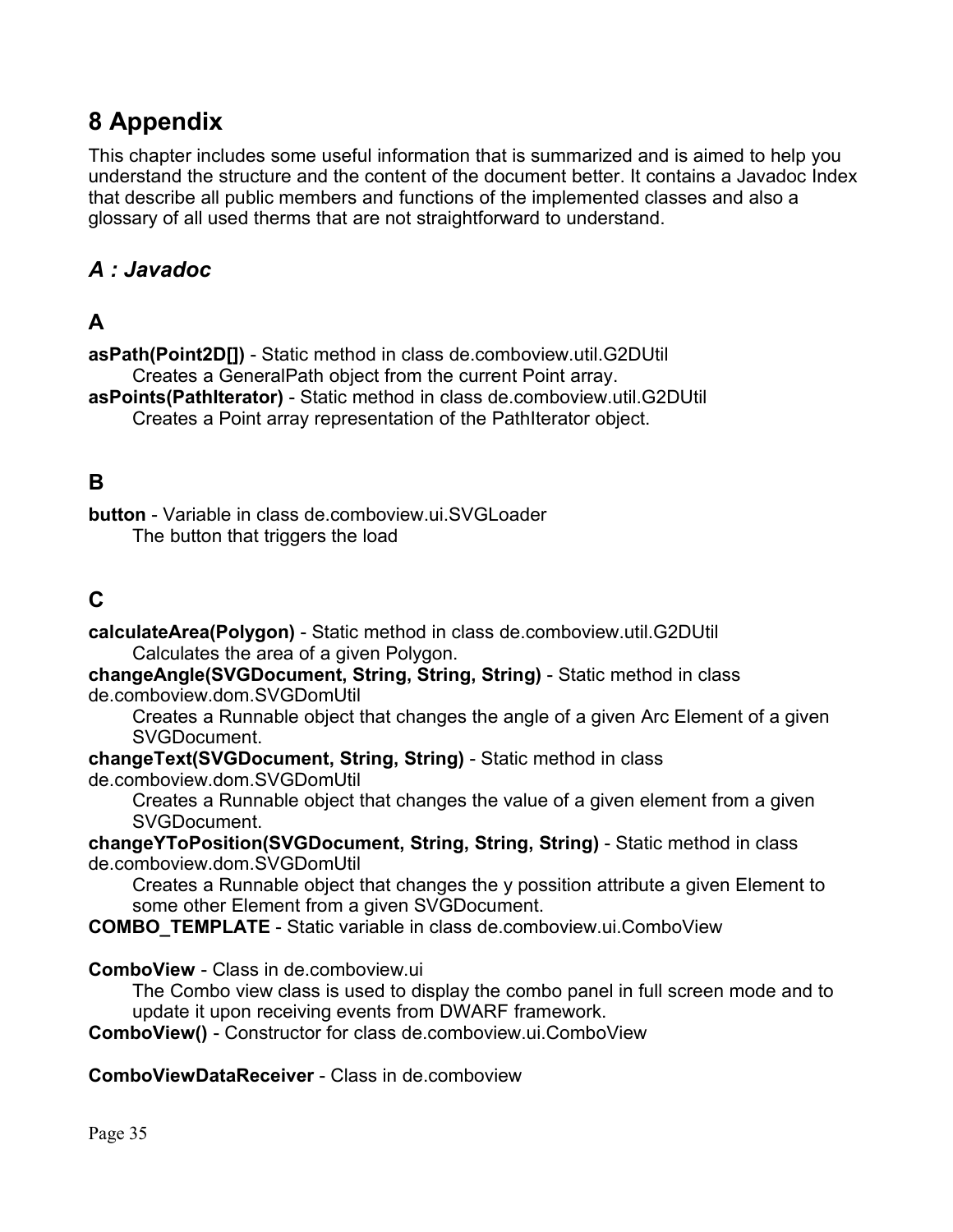# 8 Appendix

This chapter includes some useful information that is summarized and is aimed to help you understand the structure and the content of the document better. It contains a Javadoc Index that describe all public members and functions of the implemented classes and also a glossary of all used therms that are not straightforward to understand.

## *A : Javadoc*

### A

**asPath(Point2D[])** - Static method in class de.comboview.util.G2DUtil
    Creates a GeneralPath object from the current Point array.
**asPoints(PathIterator)** - Static method in class de.comboview.util.G2DUtil
    Creates a Point array representation of the PathIterator object.

### B

**button** - Variable in class de.comboview.ui.SVGLoader
    The button that triggers the load

### C

**calculateArea(Polygon)** - Static method in class de.comboview.util.G2DUtil
    Calculates the area of a given Polygon.
**changeAngle(SVGDocument, String, String, String)** - Static method in class de.comboview.dom.SVGDomUtil
    Creates a Runnable object that changes the angle of a given Arc Element of a given SVGDocument.
**changeText(SVGDocument, String, String)** - Static method in class de.comboview.dom.SVGDomUtil
    Creates a Runnable object that changes the value of a given element from a given SVGDocument.
**changeYToPosition(SVGDocument, String, String, String)** - Static method in class de.comboview.dom.SVGDomUtil
    Creates a Runnable object that changes the y possition attribute a given Element to some other Element from a given SVGDocument.
**COMBO_TEMPLATE** - Static variable in class de.comboview.ui.ComboView

**ComboView** - Class in de.comboview.ui
    The Combo view class is used to display the combo panel in full screen mode and to update it upon receiving events from DWARF framework.
**ComboView()** - Constructor for class de.comboview.ui.ComboView

**ComboViewDataReceiver** - Class in de.comboview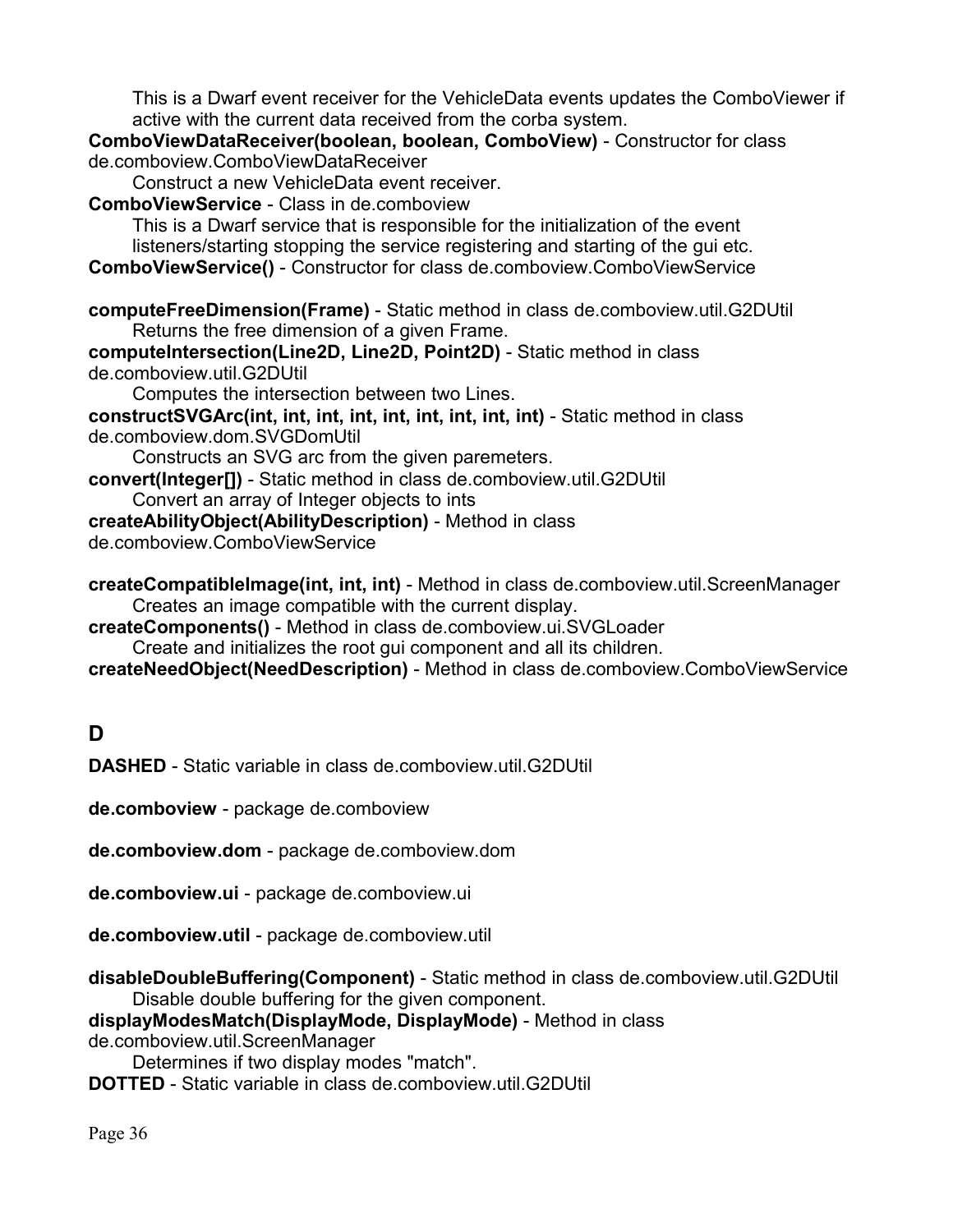This is a Dwarf event receiver for the VehicleData events updates the ComboViewer if active with the current data received from the corba system.

**ComboViewDataReceiver(boolean, boolean, ComboView)** - Constructor for class de.comboview.ComboViewDataReceiver

Construct a new VehicleData event receiver.

**ComboViewService** - Class in de.comboview

This is a Dwarf service that is responsible for the initialization of the event listeners/starting stopping the service registering and starting of the gui etc.

**ComboViewService()** - Constructor for class de.comboview.ComboViewService

**computeFreeDimension(Frame)** - Static method in class de.comboview.util.G2DUtil

Returns the free dimension of a given Frame.

**computeIntersection(Line2D, Line2D, Point2D)** - Static method in class de.comboview.util.G2DUtil

Computes the intersection between two Lines.

**constructSVGArc(int, int, int, int, int, int, int, int, int)** - Static method in class de.comboview.dom.SVGDomUtil

Constructs an SVG arc from the given paremeters.

**convert(Integer[])** - Static method in class de.comboview.util.G2DUtil

Convert an array of Integer objects to ints

**createAbilityObject(AbilityDescription)** - Method in class de.comboview.ComboViewService

**createCompatibleImage(int, int, int)** - Method in class de.comboview.util.ScreenManager

Creates an image compatible with the current display.

**createComponents()** - Method in class de.comboview.ui.SVGLoader

Create and initializes the root gui component and all its children.

**createNeedObject(NeedDescription)** - Method in class de.comboview.ComboViewService

## D

**DASHED** - Static variable in class de.comboview.util.G2DUtil

**de.comboview** - package de.comboview

**de.comboview.dom** - package de.comboview.dom

**de.comboview.ui** - package de.comboview.ui

**de.comboview.util** - package de.comboview.util

**disableDoubleBuffering(Component)** - Static method in class de.comboview.util.G2DUtil

Disable double buffering for the given component.

**displayModesMatch(DisplayMode, DisplayMode)** - Method in class de.comboview.util.ScreenManager

Determines if two display modes "match".

**DOTTED** - Static variable in class de.comboview.util.G2DUtil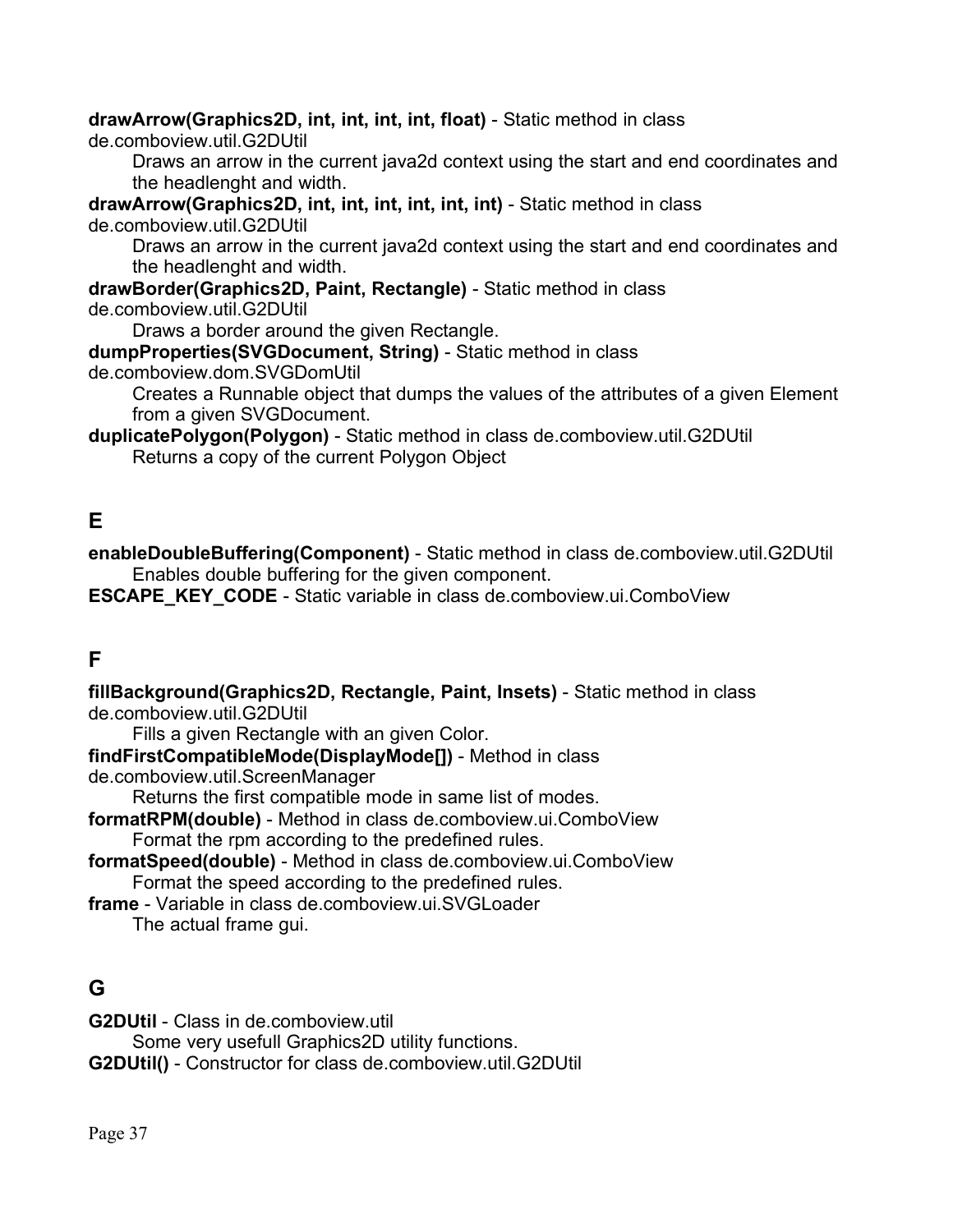**drawArrow(Graphics2D, int, int, int, int, float)** - Static method in class de.comboview.util.G2DUtil

Draws an arrow in the current java2d context using the start and end coordinates and the headlenght and width.

**drawArrow(Graphics2D, int, int, int, int, int, int)** - Static method in class de.comboview.util.G2DUtil

Draws an arrow in the current java2d context using the start and end coordinates and the headlenght and width.

**drawBorder(Graphics2D, Paint, Rectangle)** - Static method in class de.comboview.util.G2DUtil

Draws a border around the given Rectangle.

**dumpProperties(SVGDocument, String)** - Static method in class de.comboview.dom.SVGDomUtil

Creates a Runnable object that dumps the values of the attributes of a given Element from a given SVGDocument.

**duplicatePolygon(Polygon)** - Static method in class de.comboview.util.G2DUtil

Returns a copy of the current Polygon Object

## E

**enableDoubleBuffering(Component)** - Static method in class de.comboview.util.G2DUtil

Enables double buffering for the given component.

**ESCAPE_KEY_CODE** - Static variable in class de.comboview.ui.ComboView

## F

**fillBackground(Graphics2D, Rectangle, Paint, Insets)** - Static method in class de.comboview.util.G2DUtil

Fills a given Rectangle with an given Color.

**findFirstCompatibleMode(DisplayMode[])** - Method in class de.comboview.util.ScreenManager

Returns the first compatible mode in same list of modes.

**formatRPM(double)** - Method in class de.comboview.ui.ComboView

Format the rpm according to the predefined rules.

**formatSpeed(double)** - Method in class de.comboview.ui.ComboView

Format the speed according to the predefined rules.

**frame** - Variable in class de.comboview.ui.SVGLoader

The actual frame gui.

## G

**G2DUtil** - Class in de.comboview.util

Some very usefull Graphics2D utility functions.

**G2DUtil()** - Constructor for class de.comboview.util.G2DUtil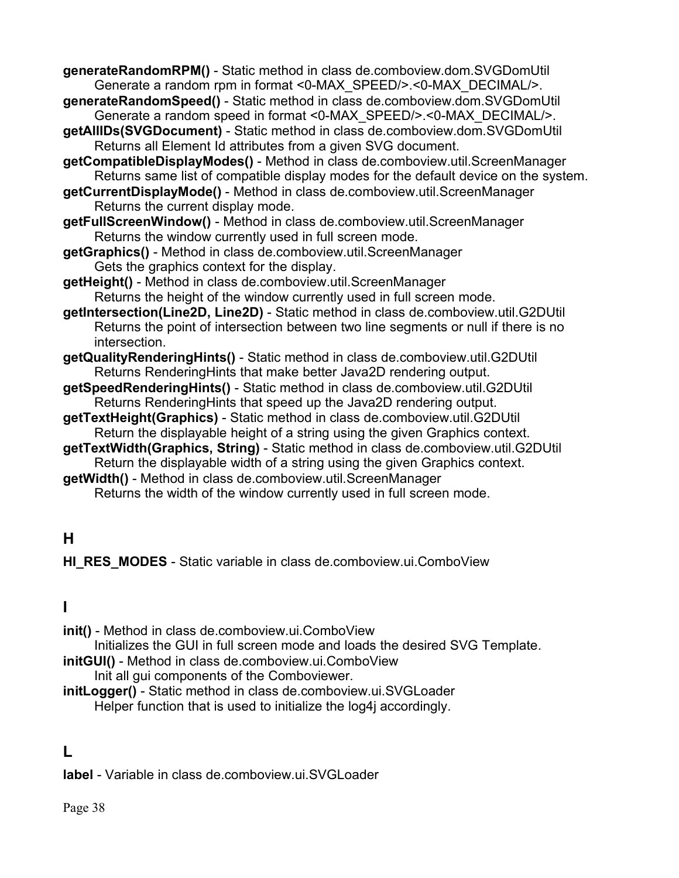**generateRandomRPM()** - Static method in class de.comboview.dom.SVGDomUtil
: Generate a random rpm in format <0-MAX_SPEED/>.<0-MAX_DECIMAL/>.

**generateRandomSpeed()** - Static method in class de.comboview.dom.SVGDomUtil
: Generate a random speed in format <0-MAX_SPEED/>.<0-MAX_DECIMAL/>.

**getAllIDs(SVGDocument)** - Static method in class de.comboview.dom.SVGDomUtil
: Returns all Element Id attributes from a given SVG document.

**getCompatibleDisplayModes()** - Method in class de.comboview.util.ScreenManager
: Returns same list of compatible display modes for the default device on the system.

**getCurrentDisplayMode()** - Method in class de.comboview.util.ScreenManager
: Returns the current display mode.

**getFullScreenWindow()** - Method in class de.comboview.util.ScreenManager
: Returns the window currently used in full screen mode.

**getGraphics()** - Method in class de.comboview.util.ScreenManager
: Gets the graphics context for the display.

**getHeight()** - Method in class de.comboview.util.ScreenManager
: Returns the height of the window currently used in full screen mode.

**getIntersection(Line2D, Line2D)** - Static method in class de.comboview.util.G2DUtil
: Returns the point of intersection between two line segments or null if there is no intersection.

**getQualityRenderingHints()** - Static method in class de.comboview.util.G2DUtil
: Returns RenderingHints that make better Java2D rendering output.

**getSpeedRenderingHints()** - Static method in class de.comboview.util.G2DUtil
: Returns RenderingHints that speed up the Java2D rendering output.

**getTextHeight(Graphics)** - Static method in class de.comboview.util.G2DUtil
: Return the displayable height of a string using the given Graphics context.

**getTextWidth(Graphics, String)** - Static method in class de.comboview.util.G2DUtil
: Return the displayable width of a string using the given Graphics context.

**getWidth()** - Method in class de.comboview.util.ScreenManager
: Returns the width of the window currently used in full screen mode.

## H

**HI_RES_MODES** - Static variable in class de.comboview.ui.ComboView

## I

**init()** - Method in class de.comboview.ui.ComboView
: Initializes the GUI in full screen mode and loads the desired SVG Template.

**initGUI()** - Method in class de.comboview.ui.ComboView
: Init all gui components of the Comboviewer.

**initLogger()** - Static method in class de.comboview.ui.SVGLoader
: Helper function that is used to initialize the log4j accordingly.

## L

**label** - Variable in class de.comboview.ui.SVGLoader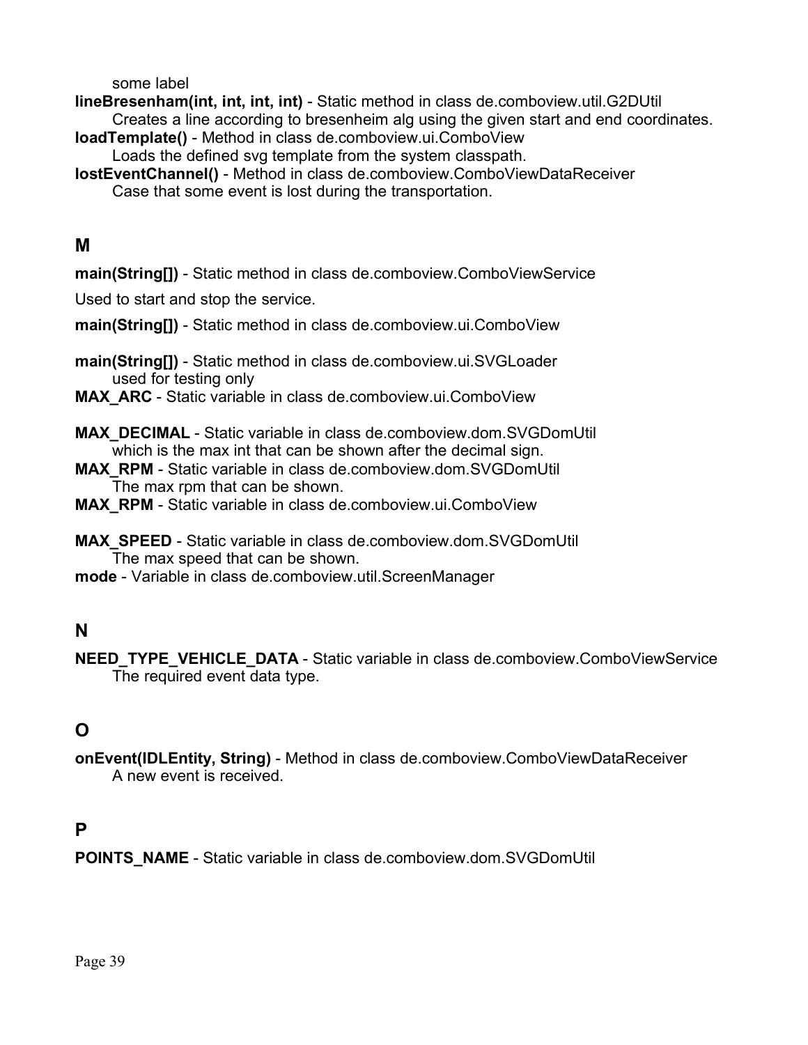some label

**lineBresenham(int, int, int, int)** - Static method in class de.comboview.util.G2DUtil

Creates a line according to bresenheim alg using the given start and end coordinates.

**loadTemplate()** - Method in class de.comboview.ui.ComboView

Loads the defined svg template from the system classpath.

**lostEventChannel()** - Method in class de.comboview.ComboViewDataReceiver

Case that some event is lost during the transportation.

## M

**main(String[])** - Static method in class de.comboview.ComboViewService

Used to start and stop the service.

**main(String[])** - Static method in class de.comboview.ui.ComboView

**main(String[])** - Static method in class de.comboview.ui.SVGLoader

used for testing only

**MAX_ARC** - Static variable in class de.comboview.ui.ComboView

**MAX_DECIMAL** - Static variable in class de.comboview.dom.SVGDomUtil

which is the max int that can be shown after the decimal sign.

**MAX_RPM** - Static variable in class de.comboview.dom.SVGDomUtil

The max rpm that can be shown.

**MAX_RPM** - Static variable in class de.comboview.ui.ComboView

**MAX_SPEED** - Static variable in class de.comboview.dom.SVGDomUtil

The max speed that can be shown.

**mode** - Variable in class de.comboview.util.ScreenManager

## N

**NEED_TYPE_VEHICLE_DATA** - Static variable in class de.comboview.ComboViewService

The required event data type.

## O

**onEvent(IDLEntity, String)** - Method in class de.comboview.ComboViewDataReceiver

A new event is received.

## P

**POINTS_NAME** - Static variable in class de.comboview.dom.SVGDomUtil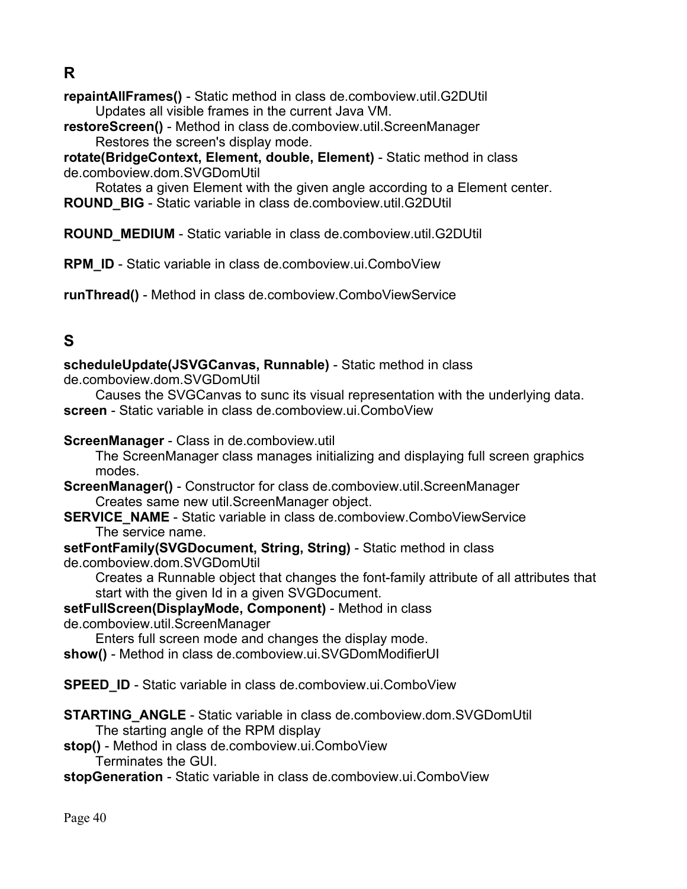## R

**repaintAllFrames()** - Static method in class de.comboview.util.G2DUtil
  Updates all visible frames in the current Java VM.

**restoreScreen()** - Method in class de.comboview.util.ScreenManager
  Restores the screen's display mode.

**rotate(BridgeContext, Element, double, Element)** - Static method in class de.comboview.dom.SVGDomUtil
  Rotates a given Element with the given angle according to a Element center.

**ROUND_BIG** - Static variable in class de.comboview.util.G2DUtil

**ROUND_MEDIUM** - Static variable in class de.comboview.util.G2DUtil

**RPM_ID** - Static variable in class de.comboview.ui.ComboView

**runThread()** - Method in class de.comboview.ComboViewService

## S

**scheduleUpdate(JSVGCanvas, Runnable)** - Static method in class de.comboview.dom.SVGDomUtil
  Causes the SVGCanvas to sunc its visual representation with the underlying data.

**screen** - Static variable in class de.comboview.ui.ComboView

**ScreenManager** - Class in de.comboview.util
  The ScreenManager class manages initializing and displaying full screen graphics modes.

**ScreenManager()** - Constructor for class de.comboview.util.ScreenManager
  Creates same new util.ScreenManager object.

**SERVICE_NAME** - Static variable in class de.comboview.ComboViewService
  The service name.

**setFontFamily(SVGDocument, String, String)** - Static method in class de.comboview.dom.SVGDomUtil
  Creates a Runnable object that changes the font-family attribute of all attributes that start with the given Id in a given SVGDocument.

**setFullScreen(DisplayMode, Component)** - Method in class de.comboview.util.ScreenManager
  Enters full screen mode and changes the display mode.

**show()** - Method in class de.comboview.ui.SVGDomModifierUI

**SPEED_ID** - Static variable in class de.comboview.ui.ComboView

**STARTING_ANGLE** - Static variable in class de.comboview.dom.SVGDomUtil
  The starting angle of the RPM display

**stop()** - Method in class de.comboview.ui.ComboView
  Terminates the GUI.

**stopGeneration** - Static variable in class de.comboview.ui.ComboView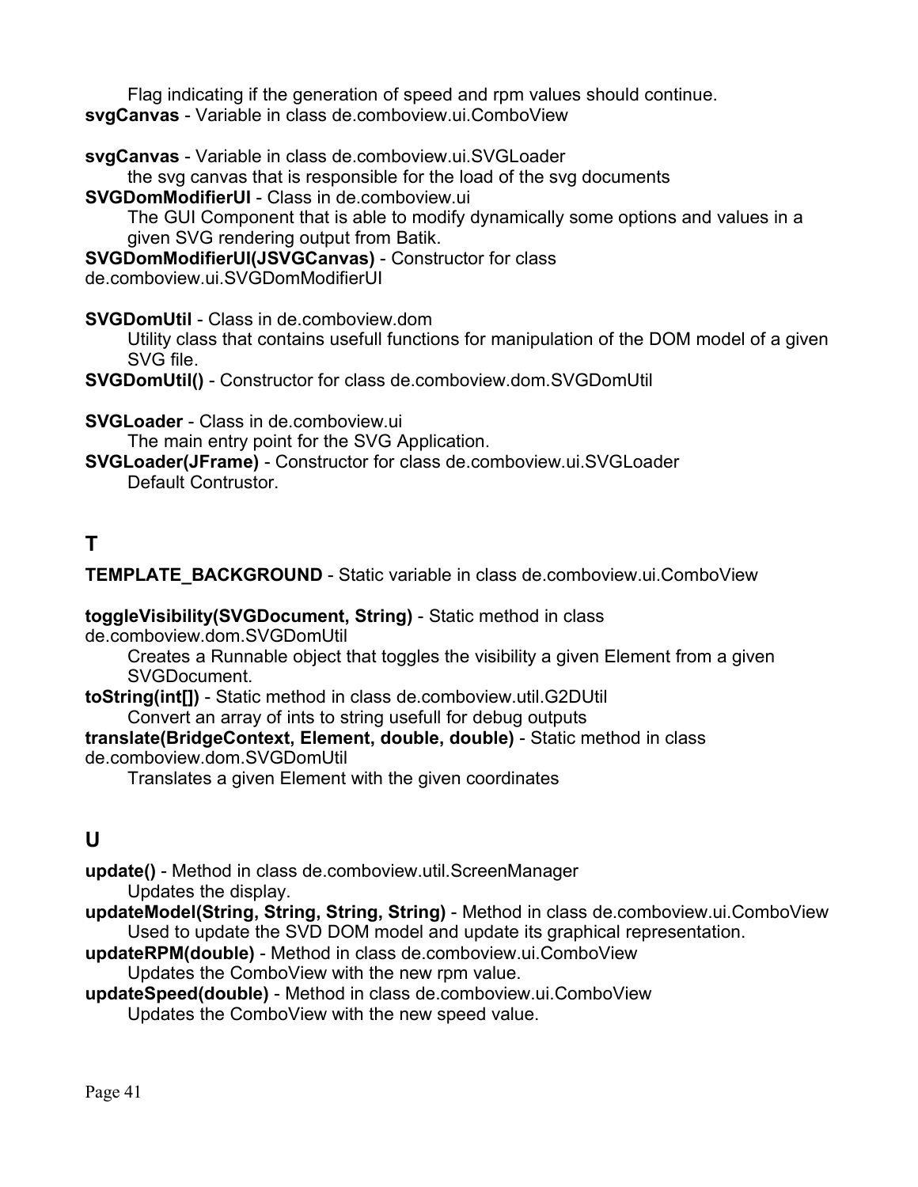Flag indicating if the generation of speed and rpm values should continue.

**svgCanvas** - Variable in class de.comboview.ui.ComboView

**svgCanvas** - Variable in class de.comboview.ui.SVGLoader

the svg canvas that is responsible for the load of the svg documents

**SVGDomModifierUI** - Class in de.comboview.ui

The GUI Component that is able to modify dynamically some options and values in a given SVG rendering output from Batik.

**SVGDomModifierUI(JSVGCanvas)** - Constructor for class de.comboview.ui.SVGDomModifierUI

**SVGDomUtil** - Class in de.comboview.dom

Utility class that contains usefull functions for manipulation of the DOM model of a given SVG file.

**SVGDomUtil()** - Constructor for class de.comboview.dom.SVGDomUtil

**SVGLoader** - Class in de.comboview.ui

The main entry point for the SVG Application.

**SVGLoader(JFrame)** - Constructor for class de.comboview.ui.SVGLoader

Default Contrustor.

## T

**TEMPLATE_BACKGROUND** - Static variable in class de.comboview.ui.ComboView

**toggleVisibility(SVGDocument, String)** - Static method in class de.comboview.dom.SVGDomUtil

Creates a Runnable object that toggles the visibility a given Element from a given SVGDocument.

**toString(int[])** - Static method in class de.comboview.util.G2DUtil

Convert an array of ints to string usefull for debug outputs

**translate(BridgeContext, Element, double, double)** - Static method in class de.comboview.dom.SVGDomUtil

Translates a given Element with the given coordinates

## U

**update()** - Method in class de.comboview.util.ScreenManager

Updates the display.

**updateModel(String, String, String, String)** - Method in class de.comboview.ui.ComboView

Used to update the SVD DOM model and update its graphical representation.

**updateRPM(double)** - Method in class de.comboview.ui.ComboView

Updates the ComboView with the new rpm value.

**updateSpeed(double)** - Method in class de.comboview.ui.ComboView

Updates the ComboView with the new speed value.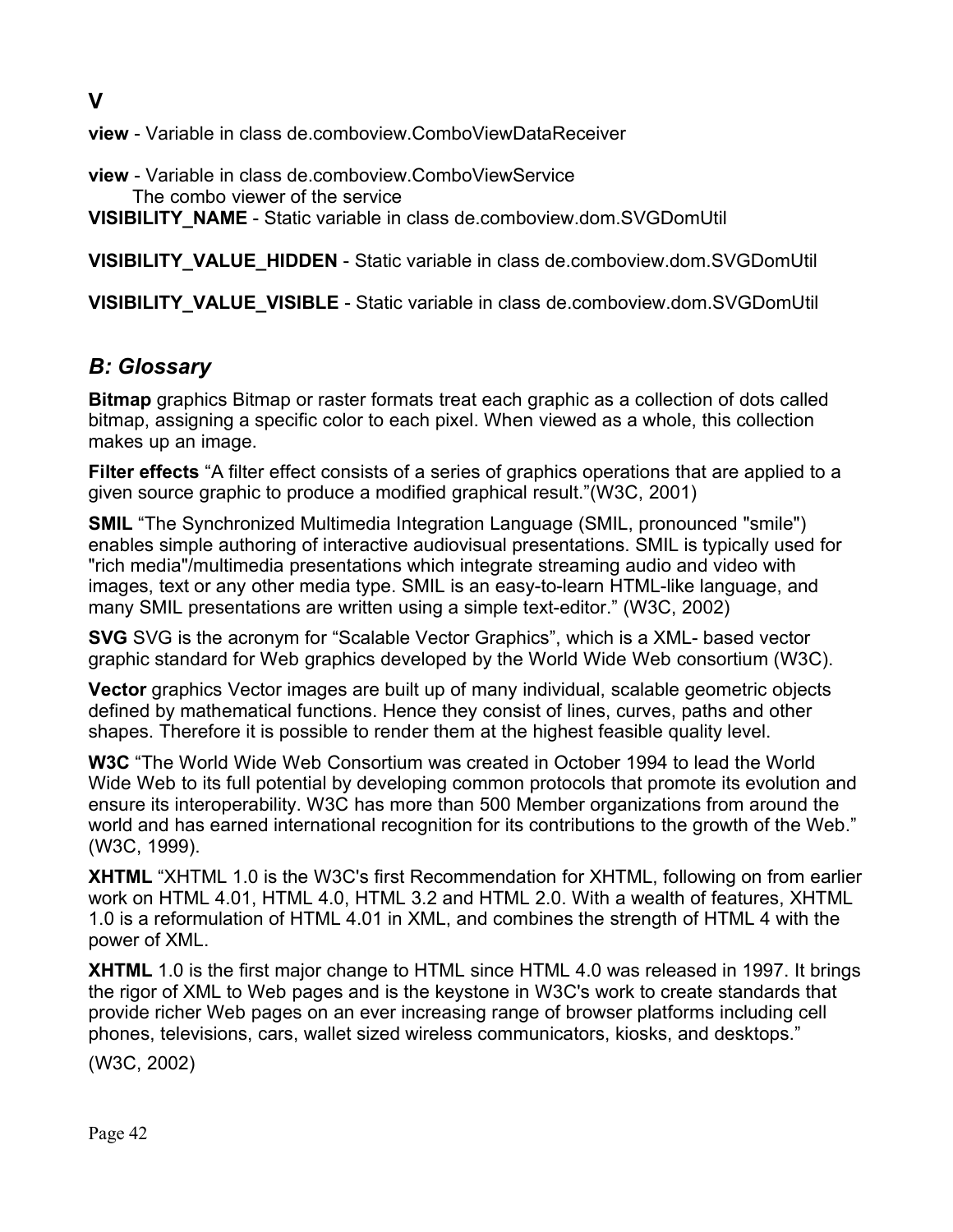## V

**view** - Variable in class de.comboview.ComboViewDataReceiver

**view** - Variable in class de.comboview.ComboViewService
 The combo viewer of the service

**VISIBILITY_NAME** - Static variable in class de.comboview.dom.SVGDomUtil

**VISIBILITY_VALUE_HIDDEN** - Static variable in class de.comboview.dom.SVGDomUtil

**VISIBILITY_VALUE_VISIBLE** - Static variable in class de.comboview.dom.SVGDomUtil

## *B: Glossary*

**Bitmap** graphics Bitmap or raster formats treat each graphic as a collection of dots called bitmap, assigning a specific color to each pixel. When viewed as a whole, this collection makes up an image.

**Filter effects** "A filter effect consists of a series of graphics operations that are applied to a given source graphic to produce a modified graphical result."(W3C, 2001)

**SMIL** "The Synchronized Multimedia Integration Language (SMIL, pronounced "smile") enables simple authoring of interactive audiovisual presentations. SMIL is typically used for "rich media"/multimedia presentations which integrate streaming audio and video with images, text or any other media type. SMIL is an easy-to-learn HTML-like language, and many SMIL presentations are written using a simple text-editor." (W3C, 2002)

**SVG** SVG is the acronym for "Scalable Vector Graphics", which is a XML- based vector graphic standard for Web graphics developed by the World Wide Web consortium (W3C).

**Vector** graphics Vector images are built up of many individual, scalable geometric objects defined by mathematical functions. Hence they consist of lines, curves, paths and other shapes. Therefore it is possible to render them at the highest feasible quality level.

**W3C** "The World Wide Web Consortium was created in October 1994 to lead the World Wide Web to its full potential by developing common protocols that promote its evolution and ensure its interoperability. W3C has more than 500 Member organizations from around the world and has earned international recognition for its contributions to the growth of the Web." (W3C, 1999).

**XHTML** "XHTML 1.0 is the W3C's first Recommendation for XHTML, following on from earlier work on HTML 4.01, HTML 4.0, HTML 3.2 and HTML 2.0. With a wealth of features, XHTML 1.0 is a reformulation of HTML 4.01 in XML, and combines the strength of HTML 4 with the power of XML.

**XHTML** 1.0 is the first major change to HTML since HTML 4.0 was released in 1997. It brings the rigor of XML to Web pages and is the keystone in W3C's work to create standards that provide richer Web pages on an ever increasing range of browser platforms including cell phones, televisions, cars, wallet sized wireless communicators, kiosks, and desktops."

(W3C, 2002)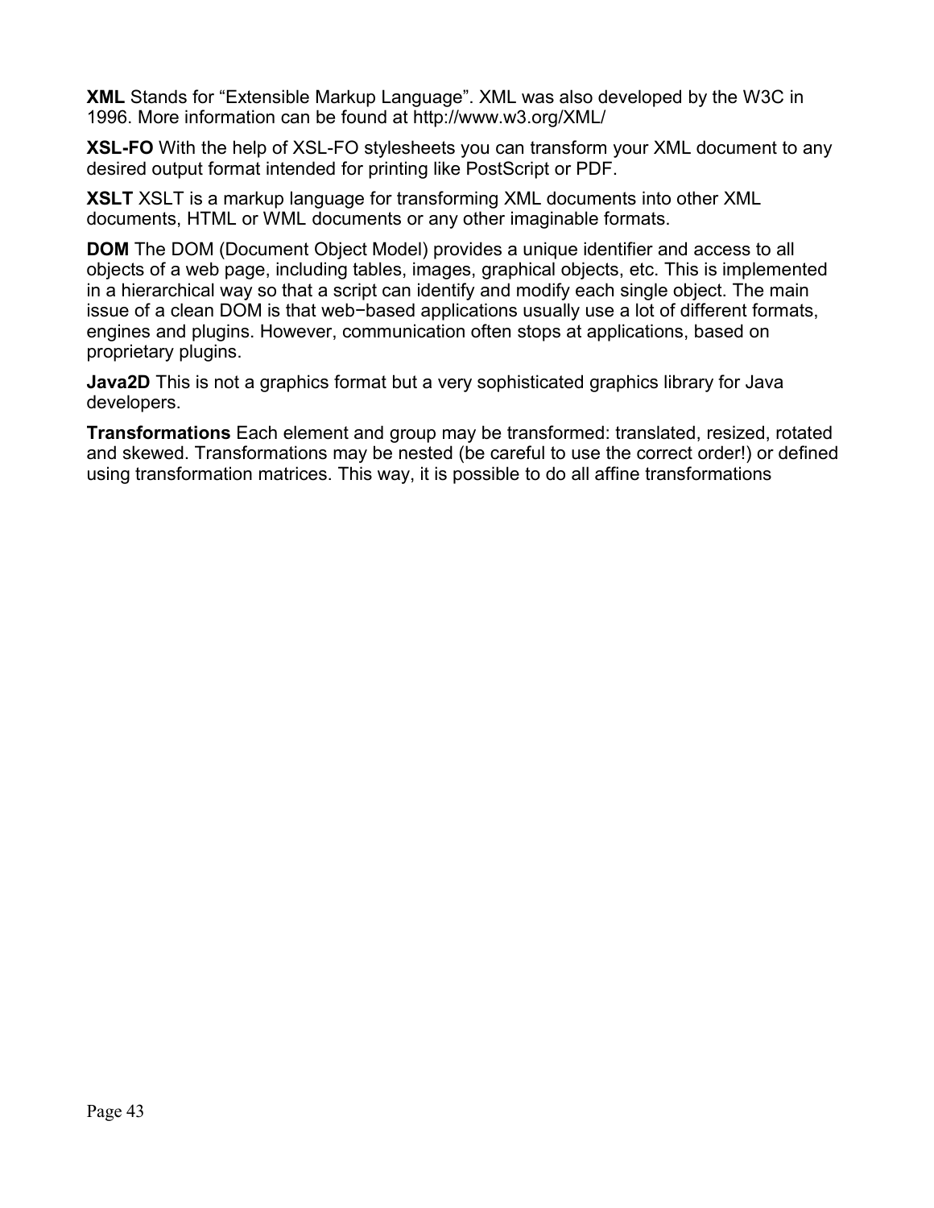**XML** Stands for “Extensible Markup Language”. XML was also developed by the W3C in 1996. More information can be found at http://www.w3.org/XML/

**XSL-FO** With the help of XSL-FO stylesheets you can transform your XML document to any desired output format intended for printing like PostScript or PDF.

**XSLT** XSLT is a markup language for transforming XML documents into other XML documents, HTML or WML documents or any other imaginable formats.

**DOM** The DOM (Document Object Model) provides a unique identifier and access to all objects of a web page, including tables, images, graphical objects, etc. This is implemented in a hierarchical way so that a script can identify and modify each single object. The main issue of a clean DOM is that web−based applications usually use a lot of different formats, engines and plugins. However, communication often stops at applications, based on proprietary plugins.

**Java2D** This is not a graphics format but a very sophisticated graphics library for Java developers.

**Transformations** Each element and group may be transformed: translated, resized, rotated and skewed. Transformations may be nested (be careful to use the correct order!) or defined using transformation matrices. This way, it is possible to do all affine transformations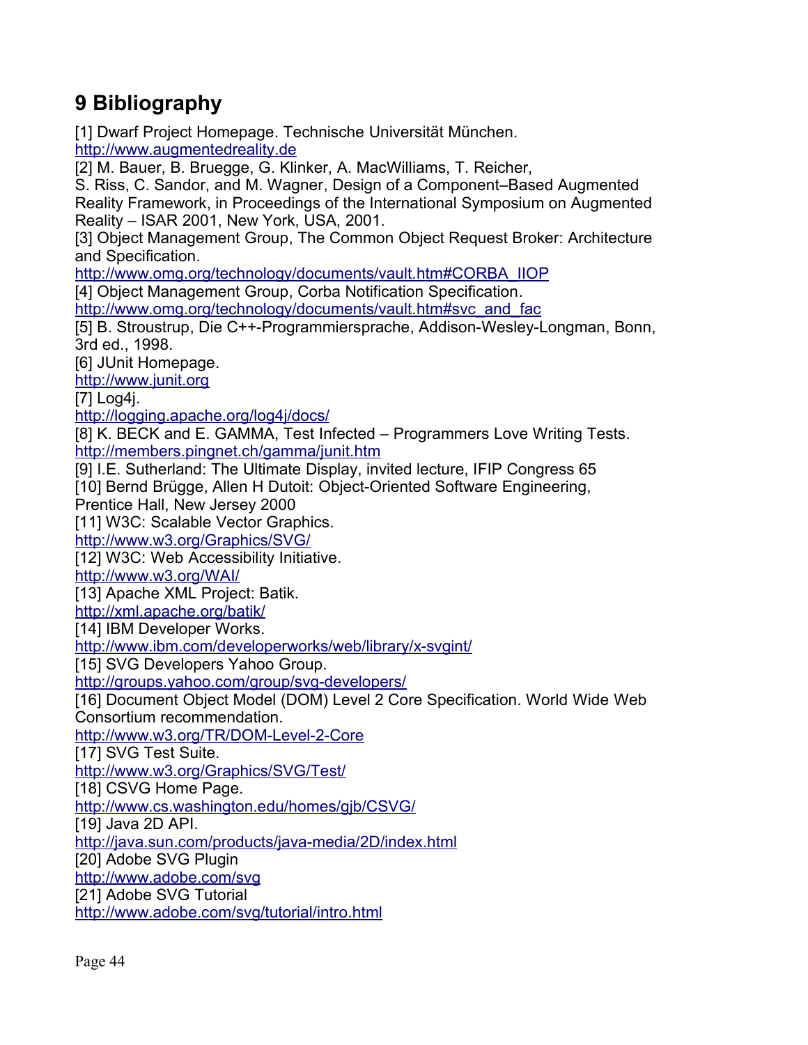# 9 Bibliography

[1] Dwarf Project Homepage. Technische Universität München.
http://www.augmentedreality.de

[2] M. Bauer, B. Bruegge, G. Klinker, A. MacWilliams, T. Reicher, S. Riss, C. Sandor, and M. Wagner, Design of a Component–Based Augmented Reality Framework, in Proceedings of the International Symposium on Augmented Reality – ISAR 2001, New York, USA, 2001.

[3] Object Management Group, The Common Object Request Broker: Architecture and Specification.
http://www.omg.org/technology/documents/vault.htm#CORBA_IIOP

[4] Object Management Group, Corba Notification Specification.
http://www.omg.org/technology/documents/vault.htm#svc_and_fac

[5] B. Stroustrup, Die C++-Programmiersprache, Addison-Wesley-Longman, Bonn, 3rd ed., 1998.

[6] JUnit Homepage.
http://www.junit.org

[7] Log4j.
http://logging.apache.org/log4j/docs/

[8] K. BECK and E. GAMMA, Test Infected – Programmers Love Writing Tests.
http://members.pingnet.ch/gamma/junit.htm

[9] I.E. Sutherland: The Ultimate Display, invited lecture, IFIP Congress 65

[10] Bernd Brügge, Allen H Dutoit: Object-Oriented Software Engineering, Prentice Hall, New Jersey 2000

[11] W3C: Scalable Vector Graphics.
http://www.w3.org/Graphics/SVG/

[12] W3C: Web Accessibility Initiative.
http://www.w3.org/WAI/

[13] Apache XML Project: Batik.
http://xml.apache.org/batik/

[14] IBM Developer Works.
http://www.ibm.com/developerworks/web/library/x-svgint/

[15] SVG Developers Yahoo Group.
http://groups.yahoo.com/group/svg-developers/

[16] Document Object Model (DOM) Level 2 Core Specification. World Wide Web Consortium recommendation.
http://www.w3.org/TR/DOM-Level-2-Core

[17] SVG Test Suite.
http://www.w3.org/Graphics/SVG/Test/

[18] CSVG Home Page.
http://www.cs.washington.edu/homes/gjb/CSVG/

[19] Java 2D API.
http://java.sun.com/products/java-media/2D/index.html

[20] Adobe SVG Plugin
http://www.adobe.com/svg

[21] Adobe SVG Tutorial
http://www.adobe.com/svg/tutorial/intro.html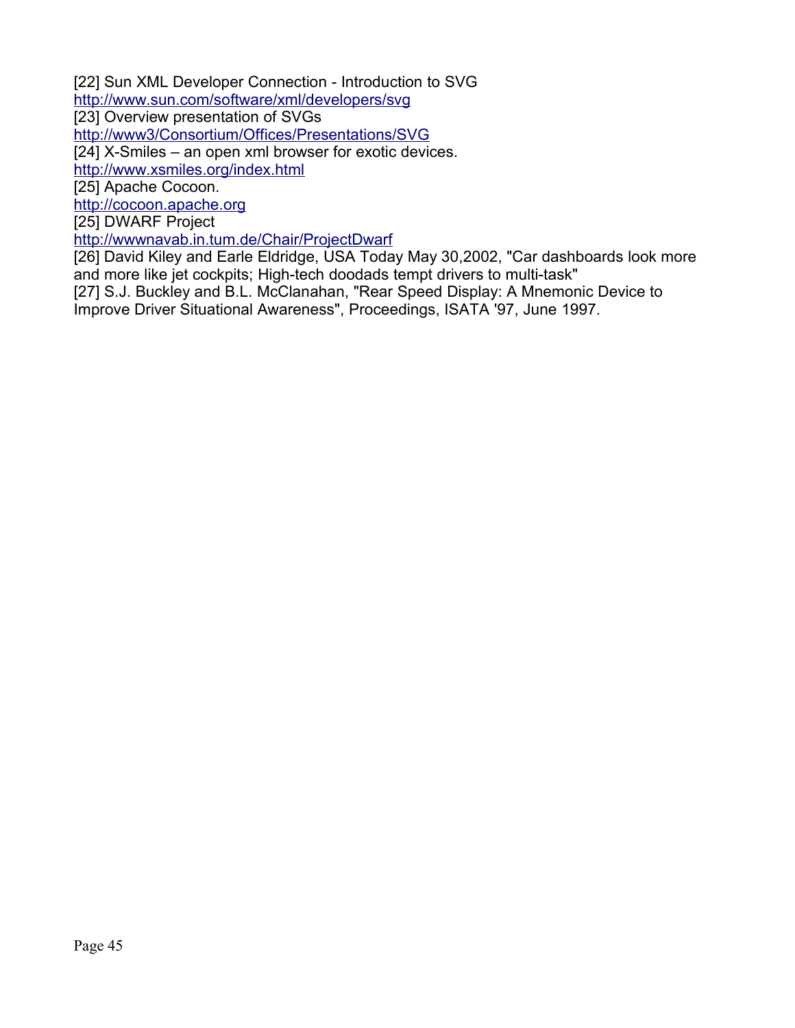[22] Sun XML Developer Connection - Introduction to SVG
http://www.sun.com/software/xml/developers/svg
[23] Overview presentation of SVGs
http://www3/Consortium/Offices/Presentations/SVG
[24] X-Smiles – an open xml browser for exotic devices.
http://www.xsmiles.org/index.html
[25] Apache Cocoon.
http://cocoon.apache.org
[25] DWARF Project
http://wwwnavab.in.tum.de/Chair/ProjectDwarf
[26] David Kiley and Earle Eldridge, USA Today May 30,2002, "Car dashboards look more and more like jet cockpits; High-tech doodads tempt drivers to multi-task"
[27] S.J. Buckley and B.L. McClanahan, "Rear Speed Display: A Mnemonic Device to Improve Driver Situational Awareness", Proceedings, ISATA '97, June 1997.